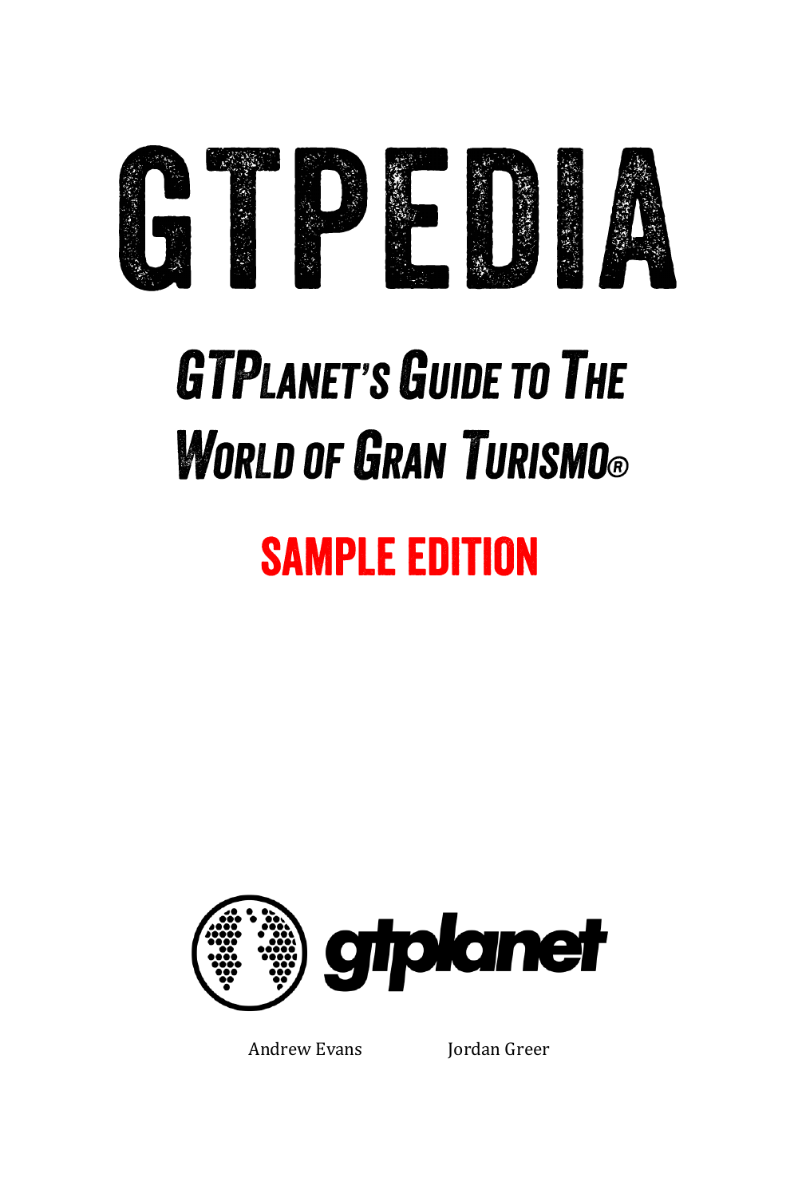# GTPEDIA

## GTPlanet's Guide to The World of Gran Turismo®

### SAMPLE EDITION

gtplanet

Andrew Evans Jordan Greer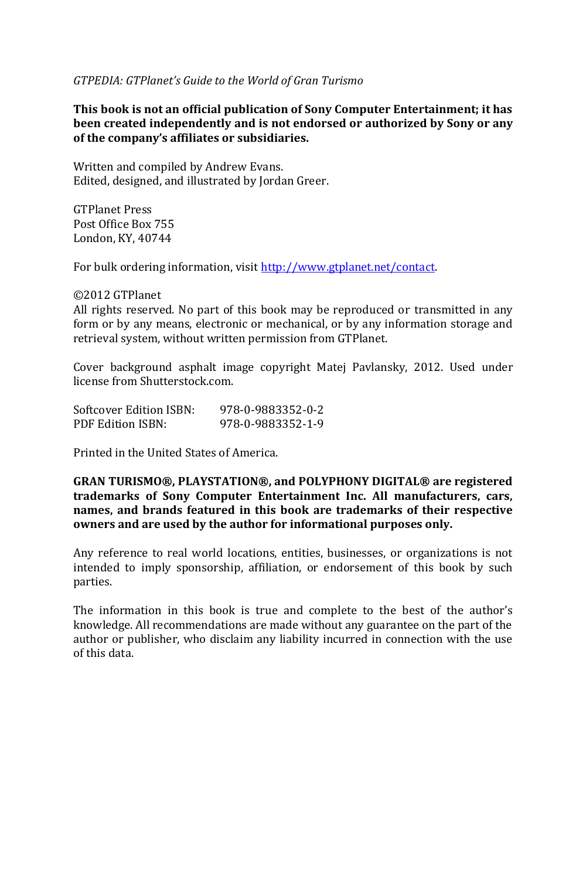*GTPEDIA: GTPlanet's Guide to the World of Gran Turismo*

**This book is not an official publication of Sony Computer Entertainment; it has been created independently and is not endorsed or authorized by Sony or any of the company's affiliates or subsidiaries.**

Written and compiled by Andrew Evans.
Edited, designed, and illustrated by Jordan Greer.

GTPlanet Press
Post Office Box 755
London, KY, 40744

For bulk ordering information, visit [http://www.gtplanet.net/contact](http://www.gtplanet.net/contact).

©2012 GTPlanet
All rights reserved. No part of this book may be reproduced or transmitted in any form or by any means, electronic or mechanical, or by any information storage and retrieval system, without written permission from GTPlanet.

Cover background asphalt image copyright Matej Pavlansky, 2012. Used under license from Shutterstock.com.

| Softcover Edition ISBN: | 978-0-9883352-0-2 |
|---|---|
| PDF Edition ISBN: | 978-0-9883352-1-9 |

Printed in the United States of America.

**GRAN TURISMO®, PLAYSTATION®, and POLYPHONY DIGITAL® are registered trademarks of Sony Computer Entertainment Inc. All manufacturers, cars, names, and brands featured in this book are trademarks of their respective owners and are used by the author for informational purposes only.**

Any reference to real world locations, entities, businesses, or organizations is not intended to imply sponsorship, affiliation, or endorsement of this book by such parties.

The information in this book is true and complete to the best of the author's knowledge. All recommendations are made without any guarantee on the part of the author or publisher, who disclaim any liability incurred in connection with the use of this data.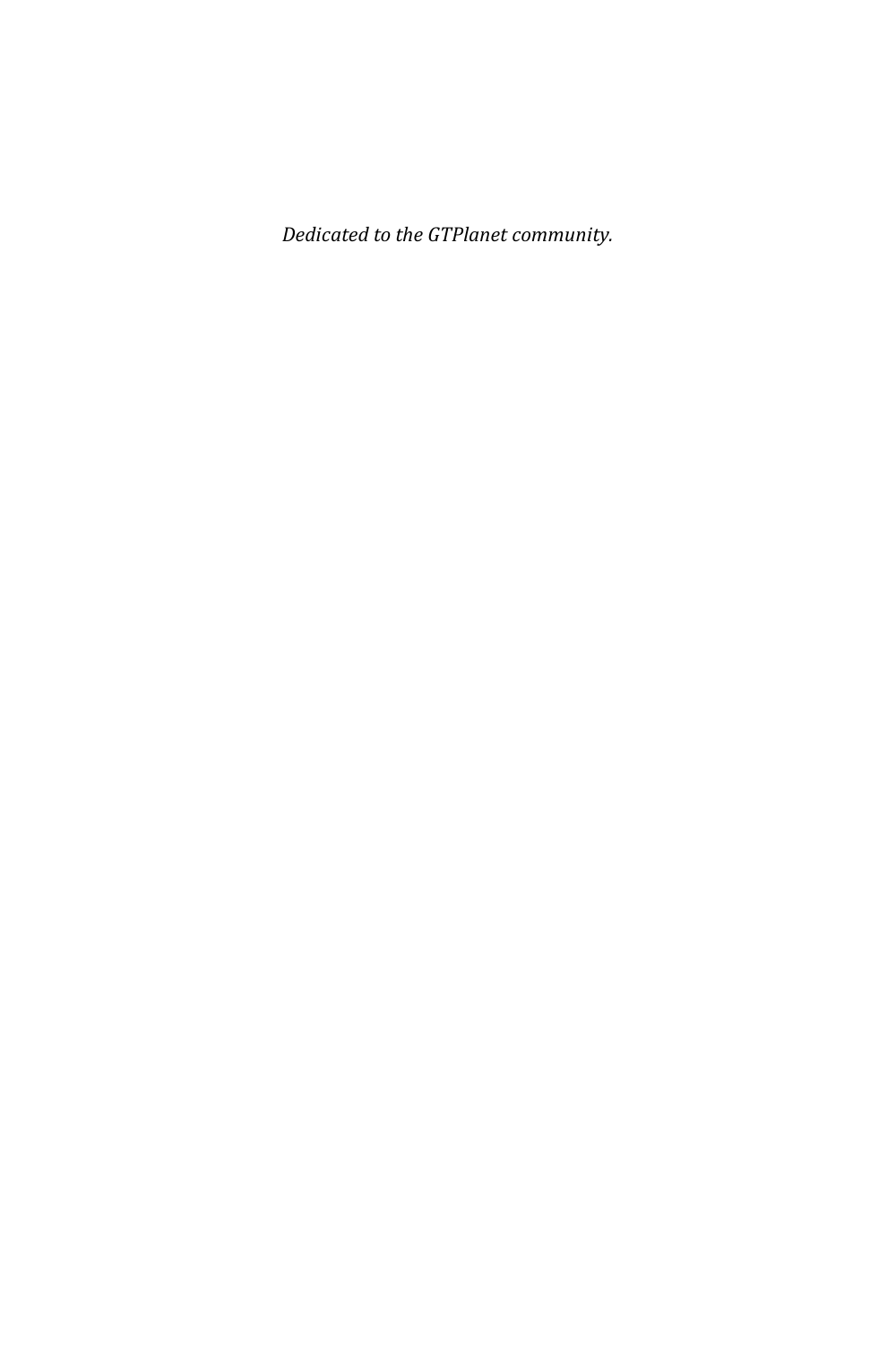*Dedicated to the GTPlanet community.*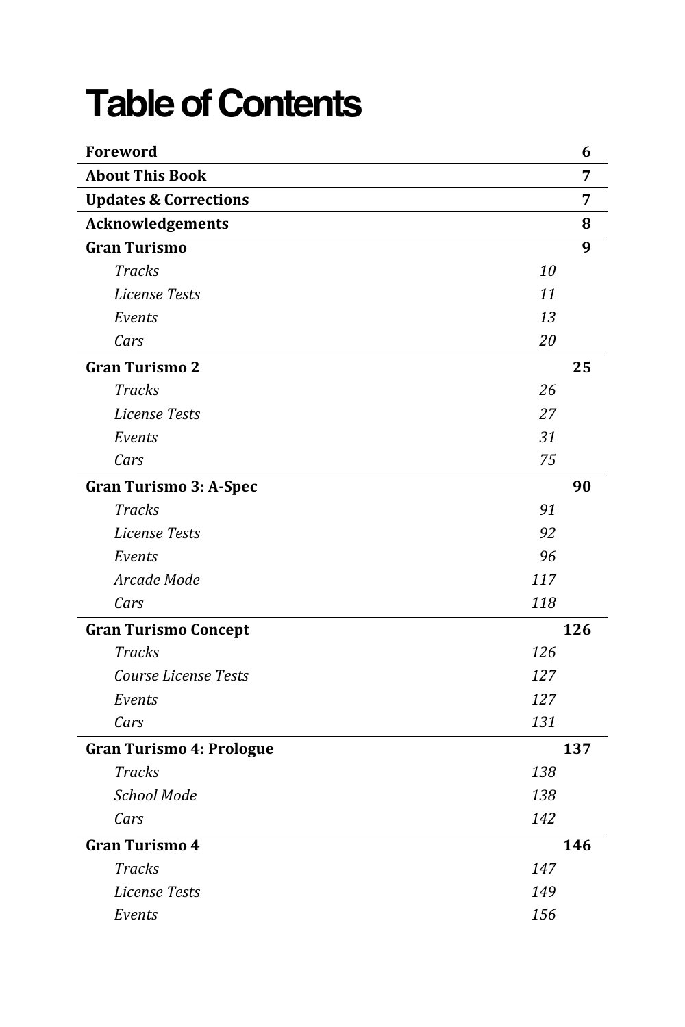# Table of Contents

| | | |
|---|---|---|
| **Foreword** | | **6** |
| **About This Book** | | **7** |
| **Updates & Corrections** | | **7** |
| **Acknowledgements** | | **8** |
| **Gran Turismo** | | **9** |
| *Tracks* | *10* | |
| *License Tests* | *11* | |
| *Events* | *13* | |
| *Cars* | *20* | |
| **Gran Turismo 2** | | **25** |
| *Tracks* | *26* | |
| *License Tests* | *27* | |
| *Events* | *31* | |
| *Cars* | *75* | |
| **Gran Turismo 3: A-Spec** | | **90** |
| *Tracks* | *91* | |
| *License Tests* | *92* | |
| *Events* | *96* | |
| *Arcade Mode* | *117* | |
| *Cars* | *118* | |
| **Gran Turismo Concept** | | **126** |
| *Tracks* | *126* | |
| *Course License Tests* | *127* | |
| *Events* | *127* | |
| *Cars* | *131* | |
| **Gran Turismo 4: Prologue** | | **137** |
| *Tracks* | *138* | |
| *School Mode* | *138* | |
| *Cars* | *142* | |
| **Gran Turismo 4** | | **146** |
| *Tracks* | *147* | |
| *License Tests* | *149* | |
| *Events* | *156* | |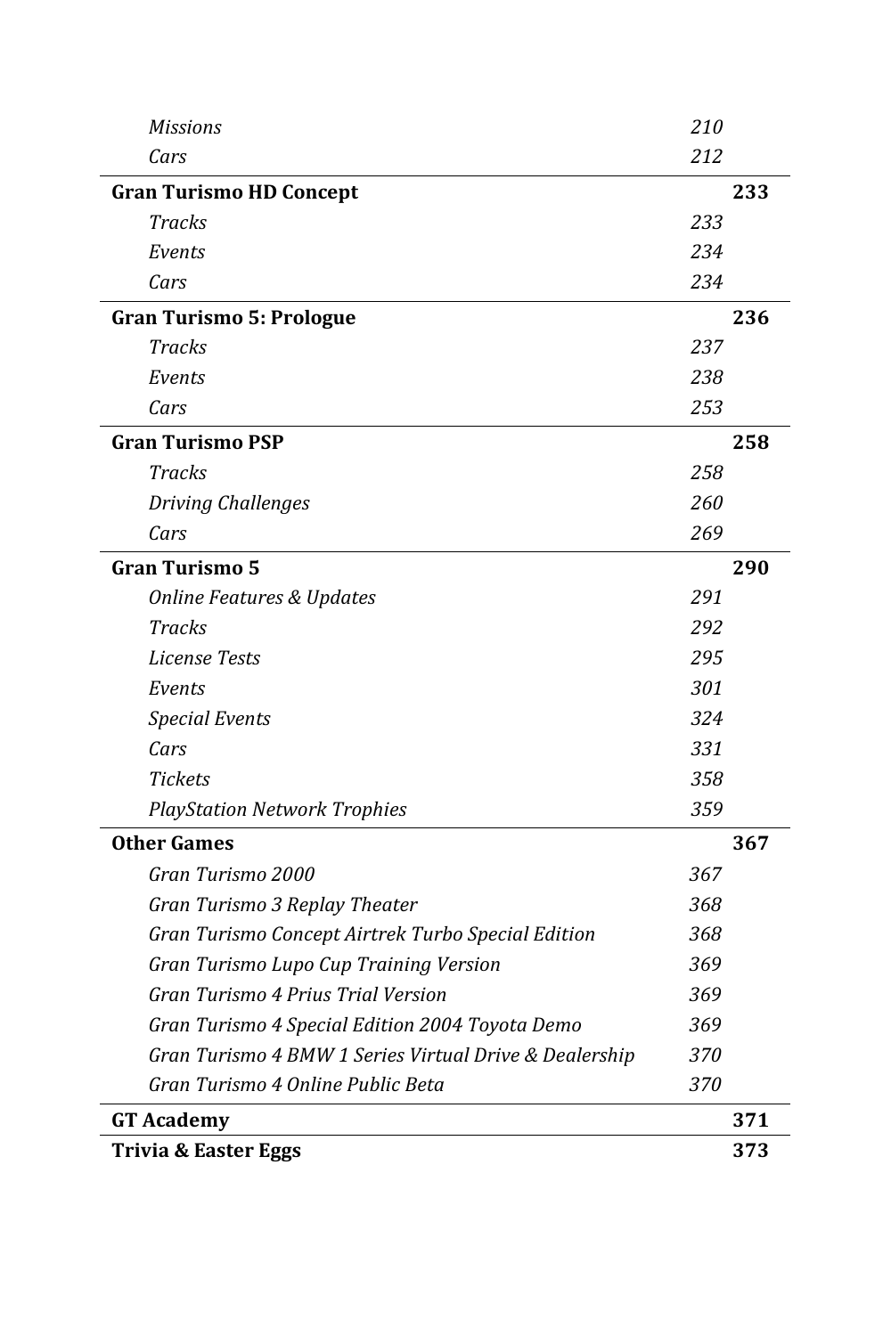| | |
|---|---|
| *Missions* | *210* |
| *Cars* | *212* |
| **Gran Turismo HD Concept** | **233** |
| *Tracks* | *233* |
| *Events* | *234* |
| *Cars* | *234* |
| **Gran Turismo 5: Prologue** | **236** |
| *Tracks* | *237* |
| *Events* | *238* |
| *Cars* | *253* |
| **Gran Turismo PSP** | **258** |
| *Tracks* | *258* |
| *Driving Challenges* | *260* |
| *Cars* | *269* |
| **Gran Turismo 5** | **290** |
| *Online Features & Updates* | *291* |
| *Tracks* | *292* |
| *License Tests* | *295* |
| *Events* | *301* |
| *Special Events* | *324* |
| *Cars* | *331* |
| *Tickets* | *358* |
| *PlayStation Network Trophies* | *359* |
| **Other Games** | **367** |
| *Gran Turismo 2000* | *367* |
| *Gran Turismo 3 Replay Theater* | *368* |
| *Gran Turismo Concept Airtrek Turbo Special Edition* | *368* |
| *Gran Turismo Lupo Cup Training Version* | *369* |
| *Gran Turismo 4 Prius Trial Version* | *369* |
| *Gran Turismo 4 Special Edition 2004 Toyota Demo* | *369* |
| *Gran Turismo 4 BMW 1 Series Virtual Drive & Dealership* | *370* |
| *Gran Turismo 4 Online Public Beta* | *370* |
| **GT Academy** | **371** |
| **Trivia & Easter Eggs** | **373** |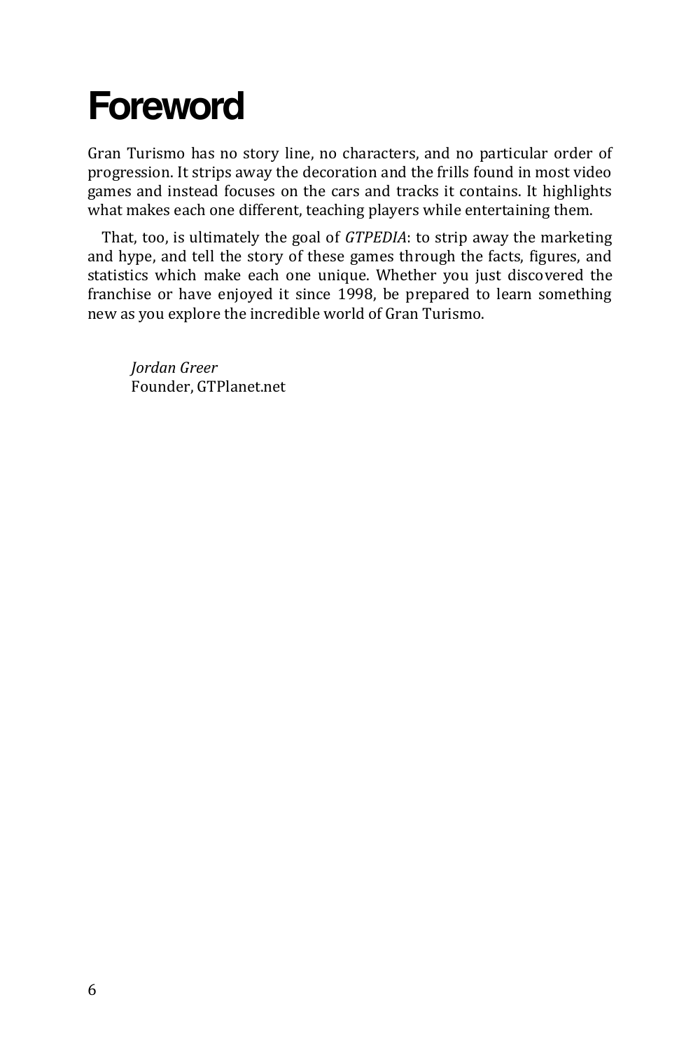# Foreword

Gran Turismo has no story line, no characters, and no particular order of progression. It strips away the decoration and the frills found in most video games and instead focuses on the cars and tracks it contains. It highlights what makes each one different, teaching players while entertaining them.

That, too, is ultimately the goal of *GTPEDIA*: to strip away the marketing and hype, and tell the story of these games through the facts, figures, and statistics which make each one unique. Whether you just discovered the franchise or have enjoyed it since 1998, be prepared to learn something new as you explore the incredible world of Gran Turismo.

*Jordan Greer*
Founder, GTPlanet.net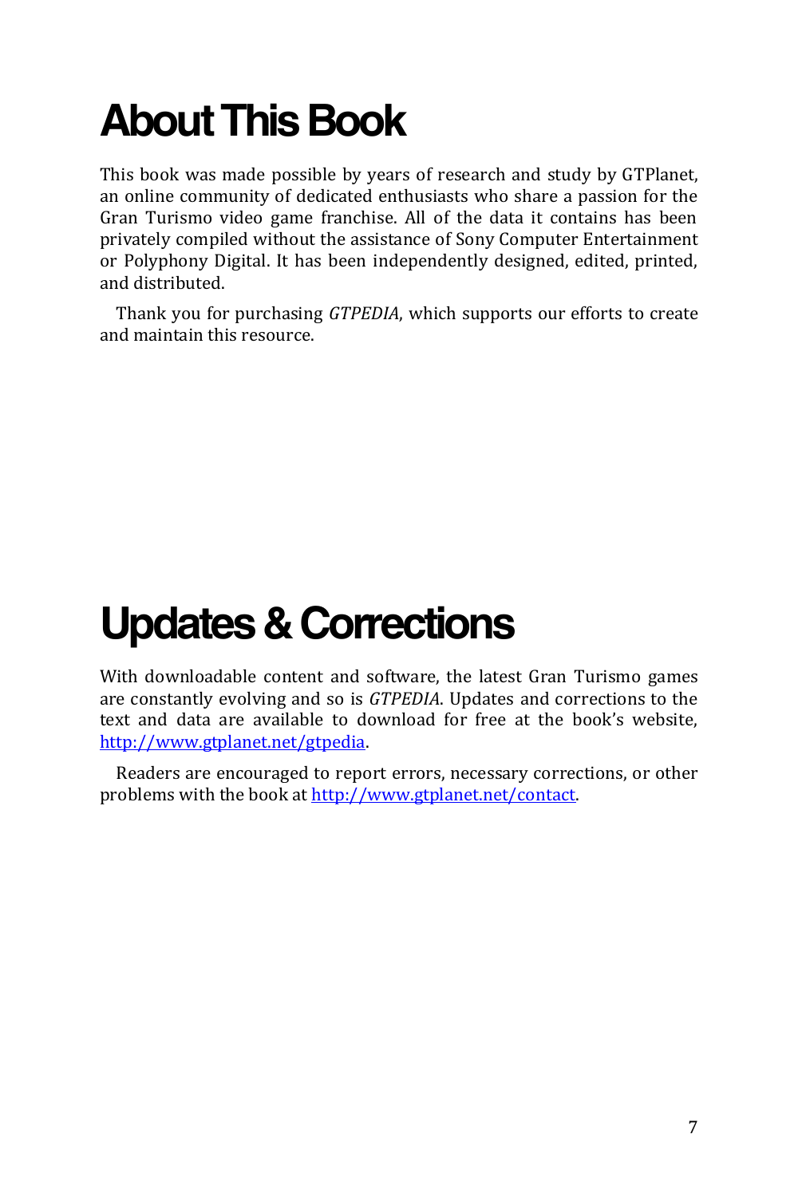# About This Book

This book was made possible by years of research and study by GTPlanet, an online community of dedicated enthusiasts who share a passion for the Gran Turismo video game franchise. All of the data it contains has been privately compiled without the assistance of Sony Computer Entertainment or Polyphony Digital. It has been independently designed, edited, printed, and distributed.

Thank you for purchasing *GTPEDIA*, which supports our efforts to create and maintain this resource.

# Updates & Corrections

With downloadable content and software, the latest Gran Turismo games are constantly evolving and so is *GTPEDIA*. Updates and corrections to the text and data are available to download for free at the book's website, [http://www.gtplanet.net/gtpedia](http://www.gtplanet.net/gtpedia).

Readers are encouraged to report errors, necessary corrections, or other problems with the book at [http://www.gtplanet.net/contact](http://www.gtplanet.net/contact).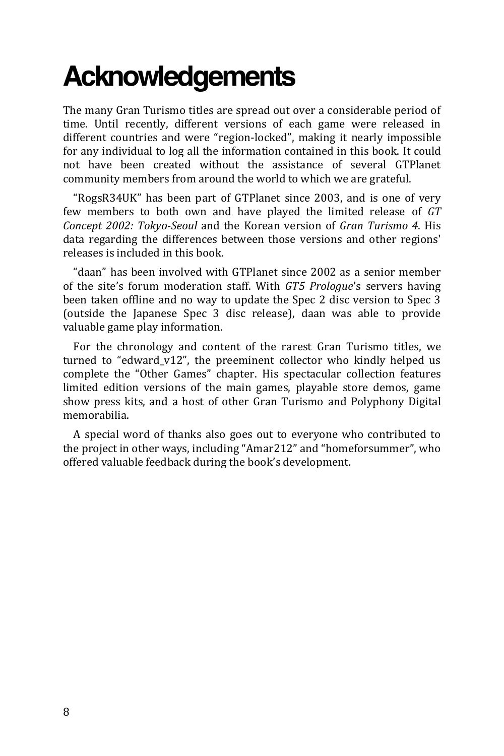# Acknowledgements

The many Gran Turismo titles are spread out over a considerable period of time. Until recently, different versions of each game were released in different countries and were “region-locked”, making it nearly impossible for any individual to log all the information contained in this book. It could not have been created without the assistance of several GTPlanet community members from around the world to which we are grateful.

“RogsR34UK” has been part of GTPlanet since 2003, and is one of very few members to both own and have played the limited release of *GT Concept 2002: Tokyo-Seoul* and the Korean version of *Gran Turismo 4*. His data regarding the differences between those versions and other regions' releases is included in this book.

“daan” has been involved with GTPlanet since 2002 as a senior member of the site’s forum moderation staff. With *GT5 Prologue*'s servers having been taken offline and no way to update the Spec 2 disc version to Spec 3 (outside the Japanese Spec 3 disc release), daan was able to provide valuable game play information.

For the chronology and content of the rarest Gran Turismo titles, we turned to “edward_v12”, the preeminent collector who kindly helped us complete the “Other Games” chapter. His spectacular collection features limited edition versions of the main games, playable store demos, game show press kits, and a host of other Gran Turismo and Polyphony Digital memorabilia.

A special word of thanks also goes out to everyone who contributed to the project in other ways, including “Amar212” and “homeforsummer”, who offered valuable feedback during the book’s development.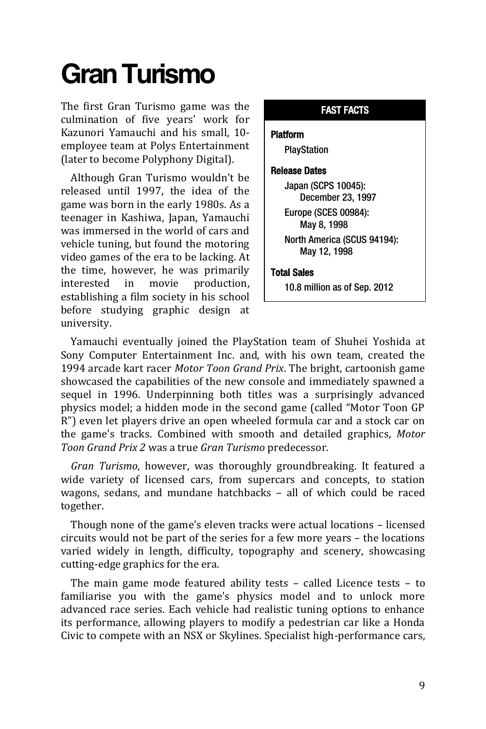# Gran Turismo

The first Gran Turismo game was the culmination of five years' work for Kazunori Yamauchi and his small, 10-employee team at Polys Entertainment (later to become Polyphony Digital).

Although Gran Turismo wouldn't be released until 1997, the idea of the game was born in the early 1980s. As a teenager in Kashiwa, Japan, Yamauchi was immersed in the world of cars and vehicle tuning, but found the motoring video games of the era to be lacking. At the time, however, he was primarily interested in movie production, establishing a film society in his school before studying graphic design at university.

> **FAST FACTS**
>
> **Platform**
> PlayStation
>
> **Release Dates**
> Japan (SCPS 10045): December 23, 1997
> Europe (SCES 00984): May 8, 1998
> North America (SCUS 94194): May 12, 1998
>
> **Total Sales**
> 10.8 million as of Sep. 2012

Yamauchi eventually joined the PlayStation team of Shuhei Yoshida at Sony Computer Entertainment Inc. and, with his own team, created the 1994 arcade kart racer *Motor Toon Grand Prix*. The bright, cartoonish game showcased the capabilities of the new console and immediately spawned a sequel in 1996. Underpinning both titles was a surprisingly advanced physics model; a hidden mode in the second game (called "Motor Toon GP R") even let players drive an open wheeled formula car and a stock car on the game's tracks. Combined with smooth and detailed graphics, *Motor Toon Grand Prix 2* was a true *Gran Turismo* predecessor.

*Gran Turismo*, however, was thoroughly groundbreaking. It featured a wide variety of licensed cars, from supercars and concepts, to station wagons, sedans, and mundane hatchbacks – all of which could be raced together.

Though none of the game's eleven tracks were actual locations – licensed circuits would not be part of the series for a few more years – the locations varied widely in length, difficulty, topography and scenery, showcasing cutting-edge graphics for the era.

The main game mode featured ability tests – called Licence tests – to familiarise you with the game's physics model and to unlock more advanced race series. Each vehicle had realistic tuning options to enhance its performance, allowing players to modify a pedestrian car like a Honda Civic to compete with an NSX or Skylines. Specialist high-performance cars,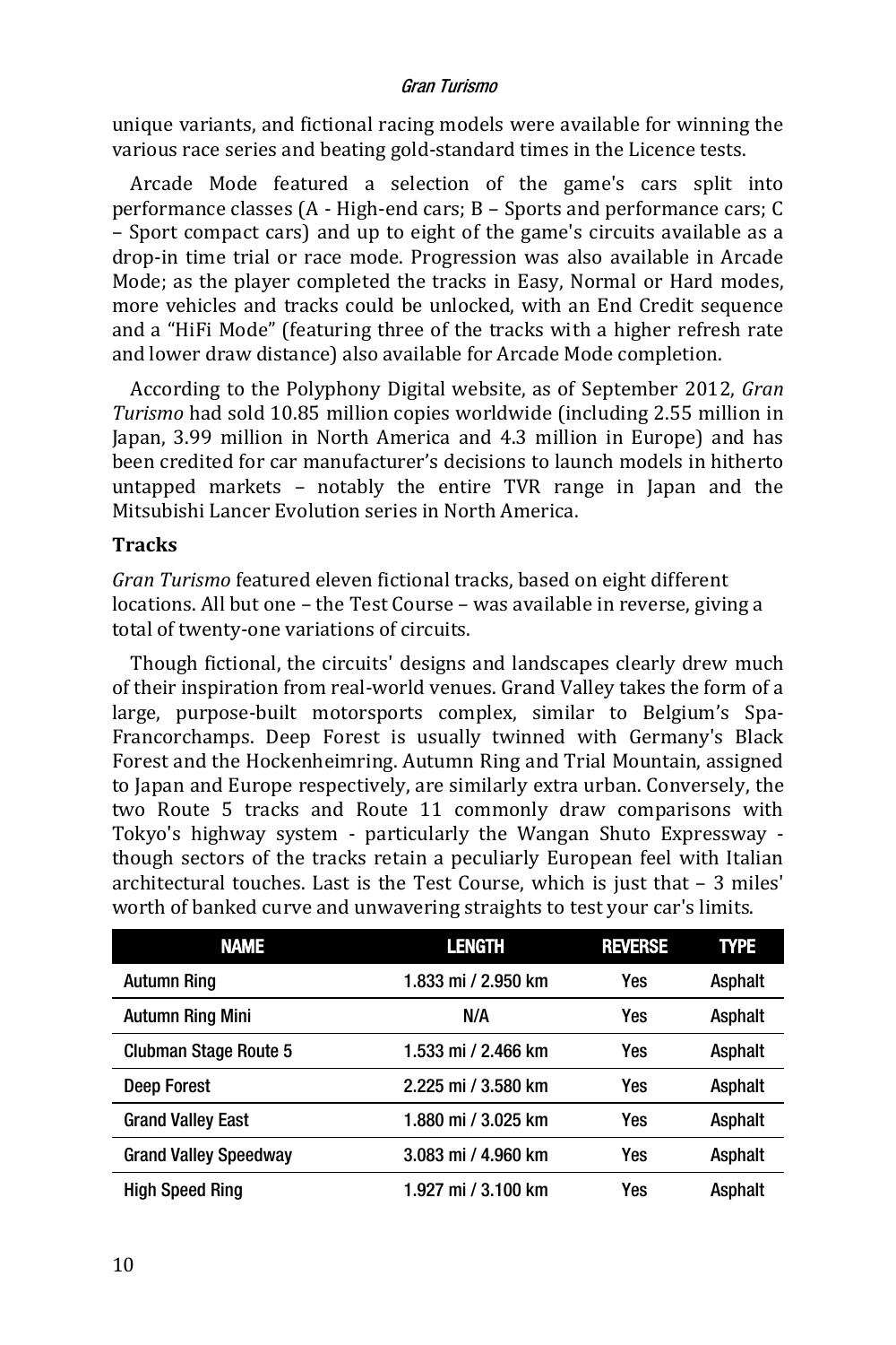unique variants, and fictional racing models were available for winning the various race series and beating gold-standard times in the Licence tests.

Arcade Mode featured a selection of the game's cars split into performance classes (A - High-end cars; B – Sports and performance cars; C – Sport compact cars) and up to eight of the game's circuits available as a drop-in time trial or race mode. Progression was also available in Arcade Mode; as the player completed the tracks in Easy, Normal or Hard modes, more vehicles and tracks could be unlocked, with an End Credit sequence and a "HiFi Mode" (featuring three of the tracks with a higher refresh rate and lower draw distance) also available for Arcade Mode completion.

According to the Polyphony Digital website, as of September 2012, *Gran Turismo* had sold 10.85 million copies worldwide (including 2.55 million in Japan, 3.99 million in North America and 4.3 million in Europe) and has been credited for car manufacturer's decisions to launch models in hitherto untapped markets – notably the entire TVR range in Japan and the Mitsubishi Lancer Evolution series in North America.

## Tracks

*Gran Turismo* featured eleven fictional tracks, based on eight different locations. All but one – the Test Course – was available in reverse, giving a total of twenty-one variations of circuits.

Though fictional, the circuits' designs and landscapes clearly drew much of their inspiration from real-world venues. Grand Valley takes the form of a large, purpose-built motorsports complex, similar to Belgium's Spa-Francorchamps. Deep Forest is usually twinned with Germany's Black Forest and the Hockenheimring. Autumn Ring and Trial Mountain, assigned to Japan and Europe respectively, are similarly extra urban. Conversely, the two Route 5 tracks and Route 11 commonly draw comparisons with Tokyo's highway system - particularly the Wangan Shuto Expressway - though sectors of the tracks retain a peculiarly European feel with Italian architectural touches. Last is the Test Course, which is just that – 3 miles' worth of banked curve and unwavering straights to test your car's limits.

| NAME | LENGTH | REVERSE | TYPE |
|---|---|---|---|
| Autumn Ring | 1.833 mi / 2.950 km | Yes | Asphalt |
| Autumn Ring Mini | N/A | Yes | Asphalt |
| Clubman Stage Route 5 | 1.533 mi / 2.466 km | Yes | Asphalt |
| Deep Forest | 2.225 mi / 3.580 km | Yes | Asphalt |
| Grand Valley East | 1.880 mi / 3.025 km | Yes | Asphalt |
| Grand Valley Speedway | 3.083 mi / 4.960 km | Yes | Asphalt |
| High Speed Ring | 1.927 mi / 3.100 km | Yes | Asphalt |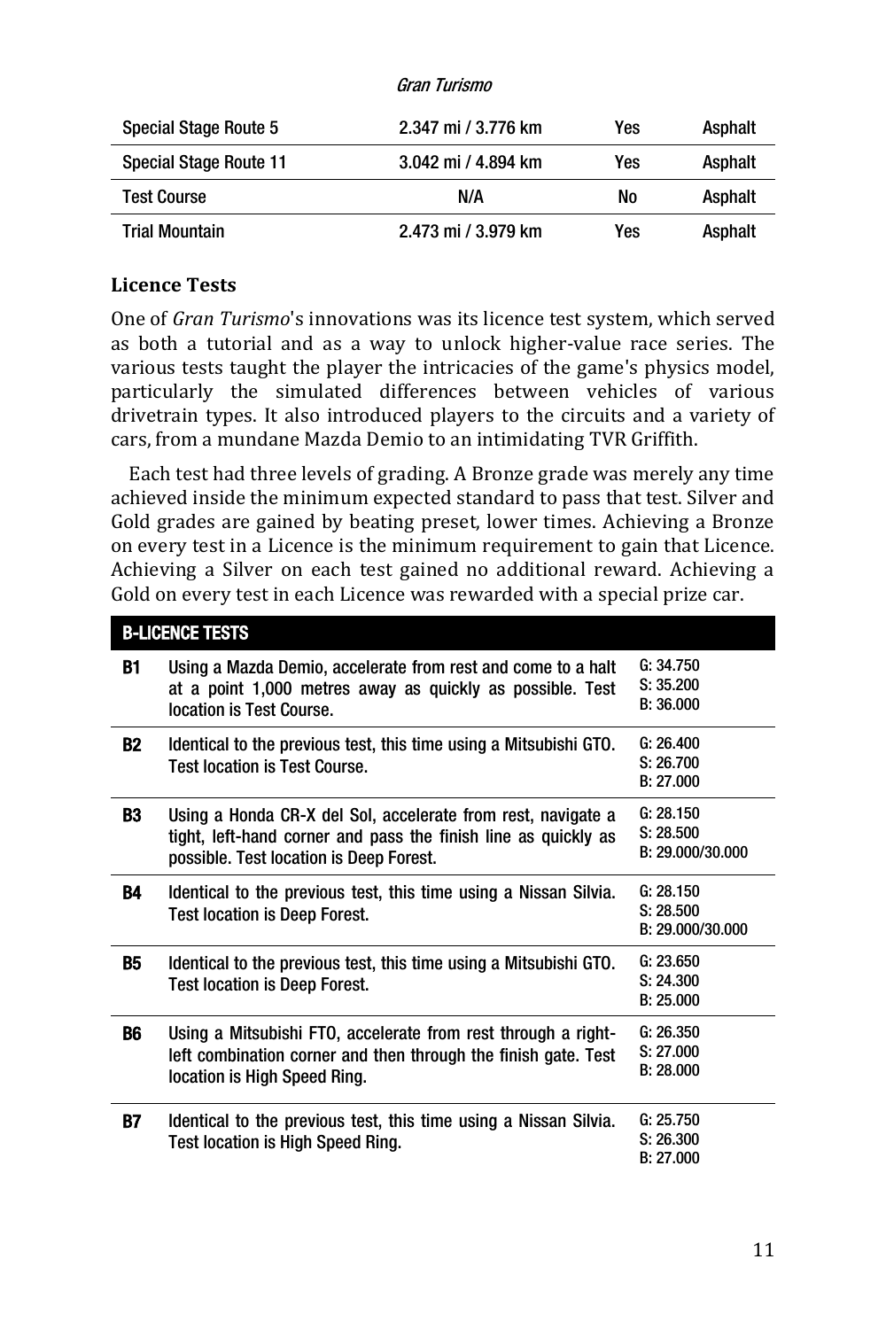| | | | |
|---|---|---|---|
| Special Stage Route 5 | 2.347 mi / 3.776 km | Yes | Asphalt |
| Special Stage Route 11 | 3.042 mi / 4.894 km | Yes | Asphalt |
| Test Course | N/A | No | Asphalt |
| Trial Mountain | 2.473 mi / 3.979 km | Yes | Asphalt |

### Licence Tests

One of *Gran Turismo*'s innovations was its licence test system, which served as both a tutorial and as a way to unlock higher-value race series. The various tests taught the player the intricacies of the game's physics model, particularly the simulated differences between vehicles of various drivetrain types. It also introduced players to the circuits and a variety of cars, from a mundane Mazda Demio to an intimidating TVR Griffith.

Each test had three levels of grading. A Bronze grade was merely any time achieved inside the minimum expected standard to pass that test. Silver and Gold grades are gained by beating preset, lower times. Achieving a Bronze on every test in a Licence is the minimum requirement to gain that Licence. Achieving a Silver on each test gained no additional reward. Achieving a Gold on every test in each Licence was rewarded with a special prize car.

| B-LICENCE TESTS | | |
|---|---|---|
| B1 | Using a Mazda Demio, accelerate from rest and come to a halt at a point 1,000 metres away as quickly as possible. Test location is Test Course. | G: 34.750<br>S: 35.200<br>B: 36.000 |
| B2 | Identical to the previous test, this time using a Mitsubishi GTO. Test location is Test Course. | G: 26.400<br>S: 26.700<br>B: 27.000 |
| B3 | Using a Honda CR-X del Sol, accelerate from rest, navigate a tight, left-hand corner and pass the finish line as quickly as possible. Test location is Deep Forest. | G: 28.150<br>S: 28.500<br>B: 29.000/30.000 |
| B4 | Identical to the previous test, this time using a Nissan Silvia. Test location is Deep Forest. | G: 28.150<br>S: 28.500<br>B: 29.000/30.000 |
| B5 | Identical to the previous test, this time using a Mitsubishi GTO. Test location is Deep Forest. | G: 23.650<br>S: 24.300<br>B: 25.000 |
| B6 | Using a Mitsubishi FTO, accelerate from rest through a right-left combination corner and then through the finish gate. Test location is High Speed Ring. | G: 26.350<br>S: 27.000<br>B: 28.000 |
| B7 | Identical to the previous test, this time using a Nissan Silvia. Test location is High Speed Ring. | G: 25.750<br>S: 26.300<br>B: 27.000 |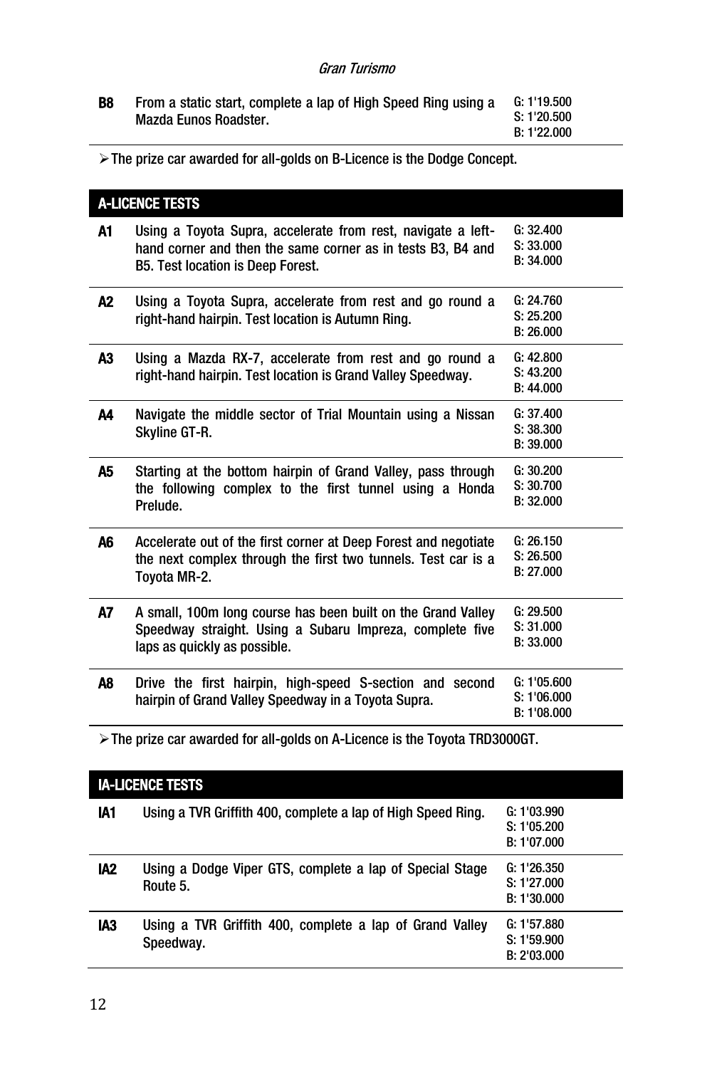| | | |
|---|---|---|
| **B8** | From a static start, complete a lap of High Speed Ring using a Mazda Eunos Roadster. | G: 1'19.500<br>S: 1'20.500<br>B: 1'22.000 |

- The prize car awarded for all-golds on B-Licence is the Dodge Concept.

## A-LICENCE TESTS

| | | |
|---|---|---|
| **A1** | Using a Toyota Supra, accelerate from rest, navigate a left-hand corner and then the same corner as in tests B3, B4 and B5. Test location is Deep Forest. | G: 32.400<br>S: 33.000<br>B: 34.000 |
| **A2** | Using a Toyota Supra, accelerate from rest and go round a right-hand hairpin. Test location is Autumn Ring. | G: 24.760<br>S: 25.200<br>B: 26.000 |
| **A3** | Using a Mazda RX-7, accelerate from rest and go round a right-hand hairpin. Test location is Grand Valley Speedway. | G: 42.800<br>S: 43.200<br>B: 44.000 |
| **A4** | Navigate the middle sector of Trial Mountain using a Nissan Skyline GT-R. | G: 37.400<br>S: 38.300<br>B: 39.000 |
| **A5** | Starting at the bottom hairpin of Grand Valley, pass through the following complex to the first tunnel using a Honda Prelude. | G: 30.200<br>S: 30.700<br>B: 32.000 |
| **A6** | Accelerate out of the first corner at Deep Forest and negotiate the next complex through the first two tunnels. Test car is a Toyota MR-2. | G: 26.150<br>S: 26.500<br>B: 27.000 |
| **A7** | A small, 100m long course has been built on the Grand Valley Speedway straight. Using a Subaru Impreza, complete five laps as quickly as possible. | G: 29.500<br>S: 31.000<br>B: 33.000 |
| **A8** | Drive the first hairpin, high-speed S-section and second hairpin of Grand Valley Speedway in a Toyota Supra. | G: 1'05.600<br>S: 1'06.000<br>B: 1'08.000 |

- The prize car awarded for all-golds on A-Licence is the Toyota TRD3000GT.

## IA-LICENCE TESTS

| | | |
|---|---|---|
| **IA1** | Using a TVR Griffith 400, complete a lap of High Speed Ring. | G: 1'03.990<br>S: 1'05.200<br>B: 1'07.000 |
| **IA2** | Using a Dodge Viper GTS, complete a lap of Special Stage Route 5. | G: 1'26.350<br>S: 1'27.000<br>B: 1'30.000 |
| **IA3** | Using a TVR Griffith 400, complete a lap of Grand Valley Speedway. | G: 1'57.880<br>S: 1'59.900<br>B: 2'03.000 |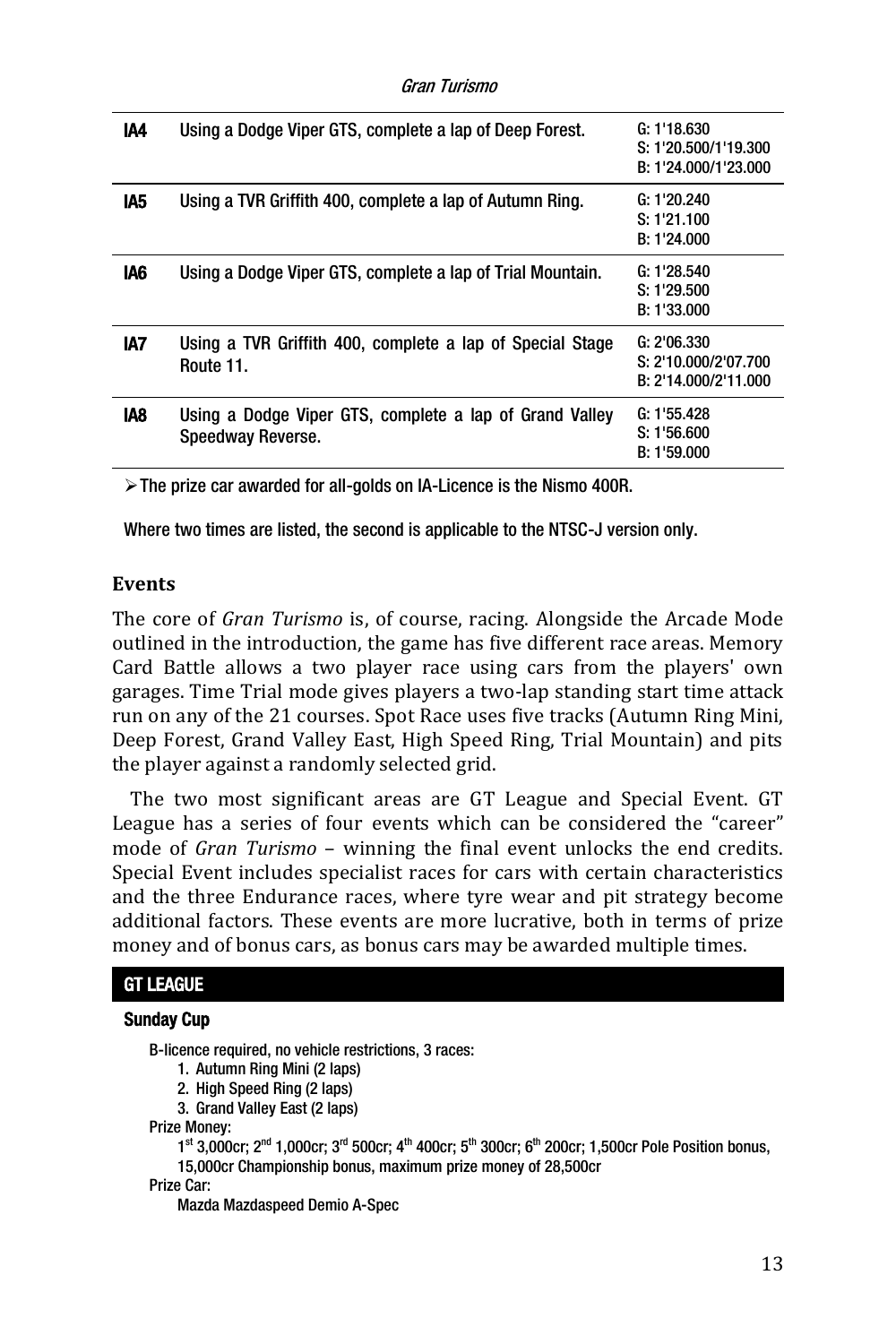| | | |
|---|---|---|
| **IA4** | Using a Dodge Viper GTS, complete a lap of Deep Forest. | G: 1'18.630<br>S: 1'20.500/1'19.300<br>B: 1'24.000/1'23.000 |
| **IA5** | Using a TVR Griffith 400, complete a lap of Autumn Ring. | G: 1'20.240<br>S: 1'21.100<br>B: 1'24.000 |
| **IA6** | Using a Dodge Viper GTS, complete a lap of Trial Mountain. | G: 1'28.540<br>S: 1'29.500<br>B: 1'33.000 |
| **IA7** | Using a TVR Griffith 400, complete a lap of Special Stage Route 11. | G: 2'06.330<br>S: 2'10.000/2'07.700<br>B: 2'14.000/2'11.000 |
| **IA8** | Using a Dodge Viper GTS, complete a lap of Grand Valley Speedway Reverse. | G: 1'55.428<br>S: 1'56.600<br>B: 1'59.000 |

- The prize car awarded for all-golds on IA-Licence is the Nismo 400R.

Where two times are listed, the second is applicable to the NTSC-J version only.

### Events

The core of *Gran Turismo* is, of course, racing. Alongside the Arcade Mode outlined in the introduction, the game has five different race areas. Memory Card Battle allows a two player race using cars from the players' own garages. Time Trial mode gives players a two-lap standing start time attack run on any of the 21 courses. Spot Race uses five tracks (Autumn Ring Mini, Deep Forest, Grand Valley East, High Speed Ring, Trial Mountain) and pits the player against a randomly selected grid.

The two most significant areas are GT League and Special Event. GT League has a series of four events which can be considered the "career" mode of *Gran Turismo* – winning the final event unlocks the end credits. Special Event includes specialist races for cars with certain characteristics and the three Endurance races, where tyre wear and pit strategy become additional factors. These events are more lucrative, both in terms of prize money and of bonus cars, as bonus cars may be awarded multiple times.

## GT LEAGUE

#### Sunday Cup

B-licence required, no vehicle restrictions, 3 races:

1. Autumn Ring Mini (2 laps)
2. High Speed Ring (2 laps)
3. Grand Valley East (2 laps)

Prize Money:

1st 3,000cr; 2nd 1,000cr; 3rd 500cr; 4th 400cr; 5th 300cr; 6th 200cr; 1,500cr Pole Position bonus, 15,000cr Championship bonus, maximum prize money of 28,500cr

Prize Car:

Mazda Mazdaspeed Demio A-Spec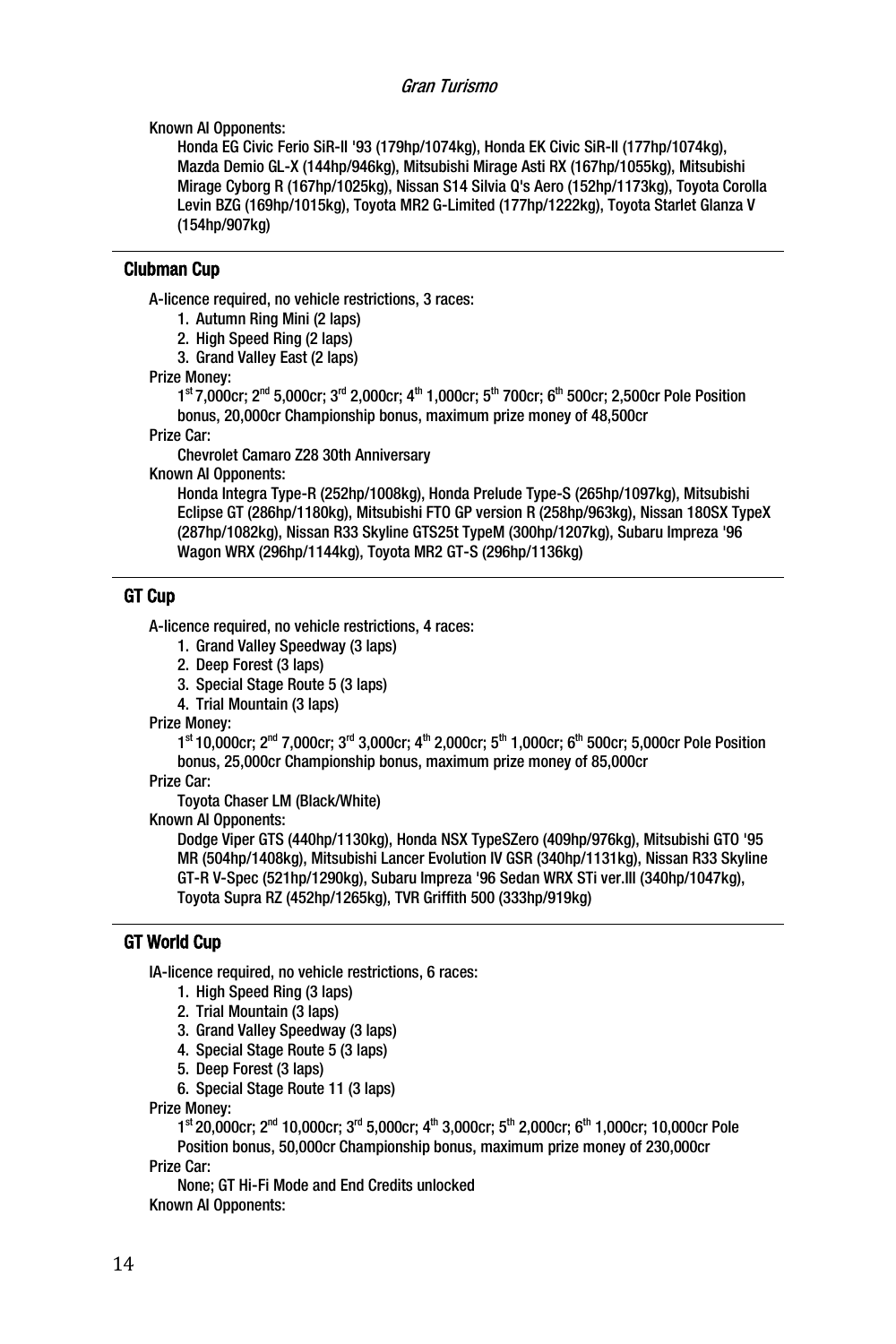Known AI Opponents:

Honda EG Civic Ferio SiR-II '93 (179hp/1074kg), Honda EK Civic SiR-II (177hp/1074kg), Mazda Demio GL-X (144hp/946kg), Mitsubishi Mirage Asti RX (167hp/1055kg), Mitsubishi Mirage Cyborg R (167hp/1025kg), Nissan S14 Silvia Q's Aero (152hp/1173kg), Toyota Corolla Levin BZG (169hp/1015kg), Toyota MR2 G-Limited (177hp/1222kg), Toyota Starlet Glanza V (154hp/907kg)

---

## Clubman Cup

A-licence required, no vehicle restrictions, 3 races:

1. Autumn Ring Mini (2 laps)
2. High Speed Ring (2 laps)
3. Grand Valley East (2 laps)

Prize Money:

1st 7,000cr; 2nd 5,000cr; 3rd 2,000cr; 4th 1,000cr; 5th 700cr; 6th 500cr; 2,500cr Pole Position bonus, 20,000cr Championship bonus, maximum prize money of 48,500cr

Prize Car:

Chevrolet Camaro Z28 30th Anniversary

Known AI Opponents:

Honda Integra Type-R (252hp/1008kg), Honda Prelude Type-S (265hp/1097kg), Mitsubishi Eclipse GT (286hp/1180kg), Mitsubishi FTO GP version R (258hp/963kg), Nissan 180SX TypeX (287hp/1082kg), Nissan R33 Skyline GTS25t TypeM (300hp/1207kg), Subaru Impreza '96 Wagon WRX (296hp/1144kg), Toyota MR2 GT-S (296hp/1136kg)

---

## GT Cup

A-licence required, no vehicle restrictions, 4 races:

1. Grand Valley Speedway (3 laps)
2. Deep Forest (3 laps)
3. Special Stage Route 5 (3 laps)
4. Trial Mountain (3 laps)

Prize Money:

1st 10,000cr; 2nd 7,000cr; 3rd 3,000cr; 4th 2,000cr; 5th 1,000cr; 6th 500cr; 5,000cr Pole Position bonus, 25,000cr Championship bonus, maximum prize money of 85,000cr

Prize Car:

Toyota Chaser LM (Black/White)

Known AI Opponents:

Dodge Viper GTS (440hp/1130kg), Honda NSX TypeSZero (409hp/976kg), Mitsubishi GTO '95 MR (504hp/1408kg), Mitsubishi Lancer Evolution IV GSR (340hp/1131kg), Nissan R33 Skyline GT-R V-Spec (521hp/1290kg), Subaru Impreza '96 Sedan WRX STi ver.III (340hp/1047kg), Toyota Supra RZ (452hp/1265kg), TVR Griffith 500 (333hp/919kg)

---

## GT World Cup

IA-licence required, no vehicle restrictions, 6 races:

1. High Speed Ring (3 laps)
2. Trial Mountain (3 laps)
3. Grand Valley Speedway (3 laps)
4. Special Stage Route 5 (3 laps)
5. Deep Forest (3 laps)
6. Special Stage Route 11 (3 laps)

Prize Money:

1st 20,000cr; 2nd 10,000cr; 3rd 5,000cr; 4th 3,000cr; 5th 2,000cr; 6th 1,000cr; 10,000cr Pole Position bonus, 50,000cr Championship bonus, maximum prize money of 230,000cr

Prize Car:

None; GT Hi-Fi Mode and End Credits unlocked

Known AI Opponents: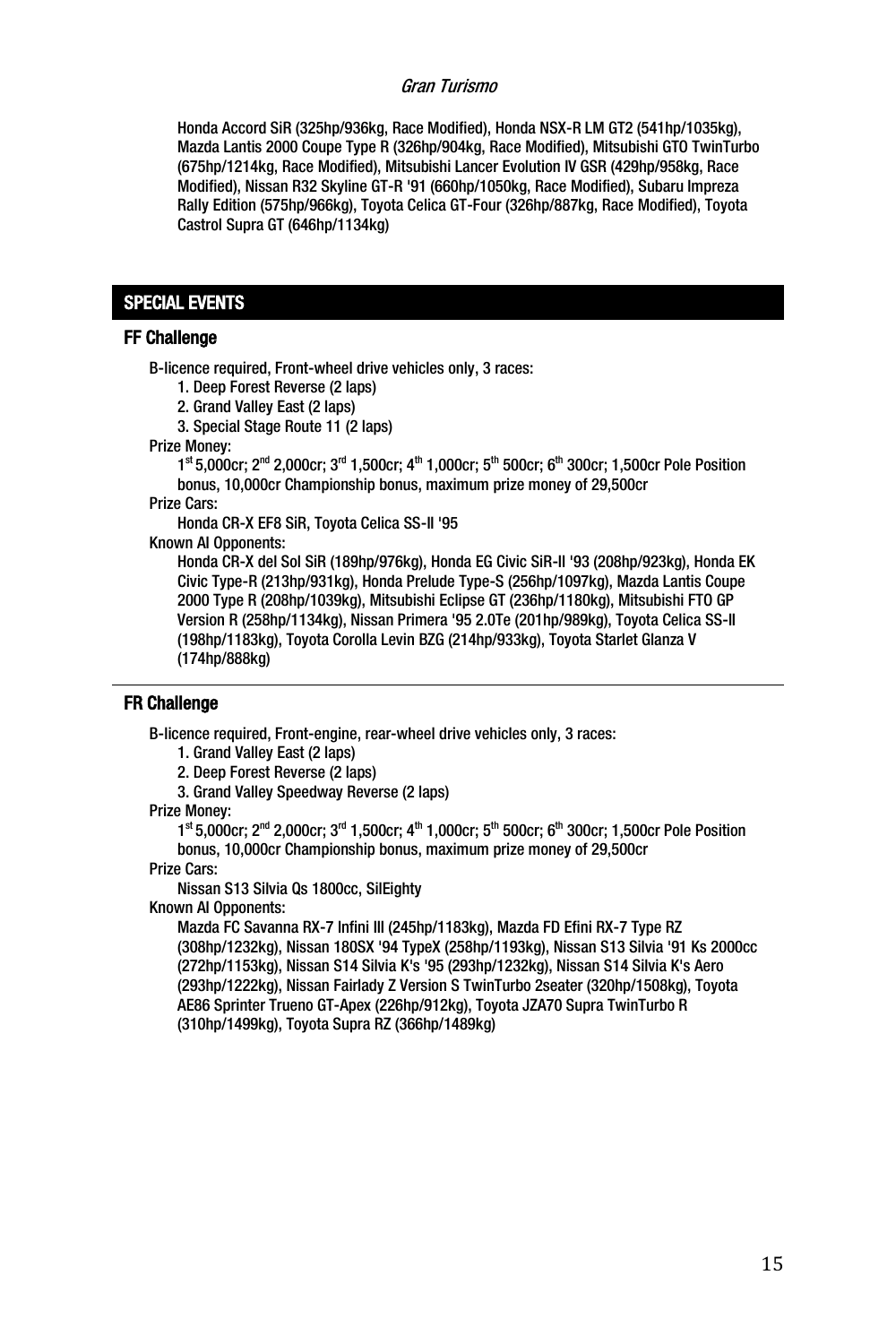Honda Accord SiR (325hp/936kg, Race Modified), Honda NSX-R LM GT2 (541hp/1035kg), Mazda Lantis 2000 Coupe Type R (326hp/904kg, Race Modified), Mitsubishi GTO TwinTurbo (675hp/1214kg, Race Modified), Mitsubishi Lancer Evolution IV GSR (429hp/958kg, Race Modified), Nissan R32 Skyline GT-R '91 (660hp/1050kg, Race Modified), Subaru Impreza Rally Edition (575hp/966kg), Toyota Celica GT-Four (326hp/887kg, Race Modified), Toyota Castrol Supra GT (646hp/1134kg)

## SPECIAL EVENTS

### FF Challenge

B-licence required, Front-wheel drive vehicles only, 3 races:

1. Deep Forest Reverse (2 laps)
2. Grand Valley East (2 laps)
3. Special Stage Route 11 (2 laps)

Prize Money:

1st 5,000cr; 2nd 2,000cr; 3rd 1,500cr; 4th 1,000cr; 5th 500cr; 6th 300cr; 1,500cr Pole Position bonus, 10,000cr Championship bonus, maximum prize money of 29,500cr

Prize Cars:

Honda CR-X EF8 SiR, Toyota Celica SS-II '95

Known AI Opponents:

Honda CR-X del Sol SiR (189hp/976kg), Honda EG Civic SiR-II '93 (208hp/923kg), Honda EK Civic Type-R (213hp/931kg), Honda Prelude Type-S (256hp/1097kg), Mazda Lantis Coupe 2000 Type R (208hp/1039kg), Mitsubishi Eclipse GT (236hp/1180kg), Mitsubishi FTO GP Version R (258hp/1134kg), Nissan Primera '95 2.0Te (201hp/989kg), Toyota Celica SS-II (198hp/1183kg), Toyota Corolla Levin BZG (214hp/933kg), Toyota Starlet Glanza V (174hp/888kg)

---

### FR Challenge

B-licence required, Front-engine, rear-wheel drive vehicles only, 3 races:

1. Grand Valley East (2 laps)
2. Deep Forest Reverse (2 laps)
3. Grand Valley Speedway Reverse (2 laps)

Prize Money:

1st 5,000cr; 2nd 2,000cr; 3rd 1,500cr; 4th 1,000cr; 5th 500cr; 6th 300cr; 1,500cr Pole Position bonus, 10,000cr Championship bonus, maximum prize money of 29,500cr

Prize Cars:

Nissan S13 Silvia Qs 1800cc, SilEighty

Known AI Opponents:

Mazda FC Savanna RX-7 Infini III (245hp/1183kg), Mazda FD Efini RX-7 Type RZ (308hp/1232kg), Nissan 180SX '94 TypeX (258hp/1193kg), Nissan S13 Silvia '91 Ks 2000cc (272hp/1153kg), Nissan S14 Silvia K's '95 (293hp/1232kg), Nissan S14 Silvia K's Aero (293hp/1222kg), Nissan Fairlady Z Version S TwinTurbo 2seater (320hp/1508kg), Toyota AE86 Sprinter Trueno GT-Apex (226hp/912kg), Toyota JZA70 Supra TwinTurbo R (310hp/1499kg), Toyota Supra RZ (366hp/1489kg)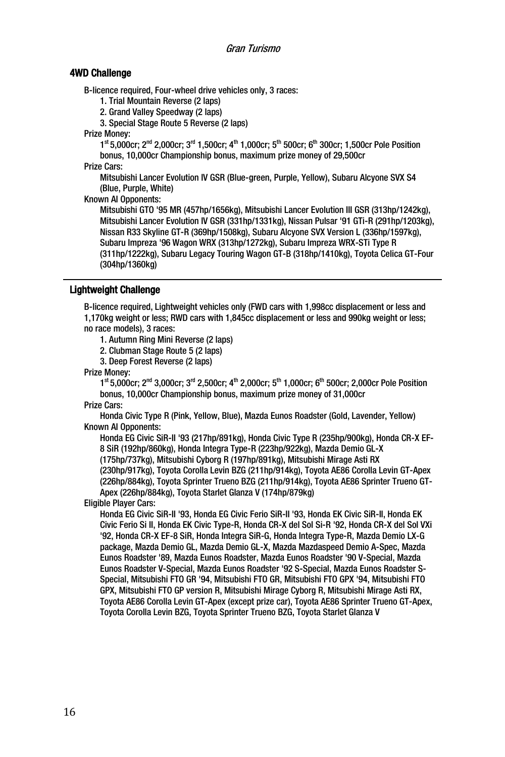## 4WD Challenge

B-licence required, Four-wheel drive vehicles only, 3 races:

1. Trial Mountain Reverse (2 laps)
2. Grand Valley Speedway (2 laps)
3. Special Stage Route 5 Reverse (2 laps)

Prize Money:

1st 5,000cr; 2nd 2,000cr; 3rd 1,500cr; 4th 1,000cr; 5th 500cr; 6th 300cr; 1,500cr Pole Position bonus, 10,000cr Championship bonus, maximum prize money of 29,500cr

Prize Cars:

Mitsubishi Lancer Evolution IV GSR (Blue-green, Purple, Yellow), Subaru Alcyone SVX S4 (Blue, Purple, White)

Known AI Opponents:

Mitsubishi GTO '95 MR (457hp/1656kg), Mitsubishi Lancer Evolution III GSR (313hp/1242kg), Mitsubishi Lancer Evolution IV GSR (331hp/1331kg), Nissan Pulsar '91 GTi-R (291hp/1203kg), Nissan R33 Skyline GT-R (369hp/1508kg), Subaru Alcyone SVX Version L (336hp/1597kg), Subaru Impreza '96 Wagon WRX (313hp/1272kg), Subaru Impreza WRX-STi Type R (311hp/1222kg), Subaru Legacy Touring Wagon GT-B (318hp/1410kg), Toyota Celica GT-Four (304hp/1360kg)

---

## Lightweight Challenge

B-licence required, Lightweight vehicles only (FWD cars with 1,998cc displacement or less and 1,170kg weight or less; RWD cars with 1,845cc displacement or less and 990kg weight or less; no race models), 3 races:

1. Autumn Ring Mini Reverse (2 laps)
2. Clubman Stage Route 5 (2 laps)
3. Deep Forest Reverse (2 laps)

Prize Money:

1st 5,000cr; 2nd 3,000cr; 3rd 2,500cr; 4th 2,000cr; 5th 1,000cr; 6th 500cr; 2,000cr Pole Position bonus, 10,000cr Championship bonus, maximum prize money of 31,000cr

Prize Cars:

Honda Civic Type R (Pink, Yellow, Blue), Mazda Eunos Roadster (Gold, Lavender, Yellow)

Known AI Opponents:

Honda EG Civic SiR-II '93 (217hp/891kg), Honda Civic Type R (235hp/900kg), Honda CR-X EF-8 SiR (192hp/860kg), Honda Integra Type-R (223hp/922kg), Mazda Demio GL-X (175hp/737kg), Mitsubishi Cyborg R (197hp/891kg), Mitsubishi Mirage Asti RX (230hp/917kg), Toyota Corolla Levin BZG (211hp/914kg), Toyota AE86 Corolla Levin GT-Apex (226hp/884kg), Toyota Sprinter Trueno BZG (211hp/914kg), Toyota AE86 Sprinter Trueno GT-Apex (226hp/884kg), Toyota Starlet Glanza V (174hp/879kg)

Eligible Player Cars:

Honda EG Civic SiR-II '93, Honda EG Civic Ferio SiR-II '93, Honda EK Civic SiR-II, Honda EK Civic Ferio Si II, Honda EK Civic Type-R, Honda CR-X del Sol Si-R '92, Honda CR-X del Sol VXi '92, Honda CR-X EF-8 SiR, Honda Integra SiR-G, Honda Integra Type-R, Mazda Demio LX-G package, Mazda Demio GL, Mazda Demio GL-X, Mazda Mazdaspeed Demio A-Spec, Mazda Eunos Roadster '89, Mazda Eunos Roadster, Mazda Eunos Roadster '90 V-Special, Mazda Eunos Roadster V-Special, Mazda Eunos Roadster '92 S-Special, Mazda Eunos Roadster S-Special, Mitsubishi FTO GR '94, Mitsubishi FTO GR, Mitsubishi FTO GPX '94, Mitsubishi FTO GPX, Mitsubishi FTO GP version R, Mitsubishi Mirage Cyborg R, Mitsubishi Mirage Asti RX, Toyota AE86 Corolla Levin GT-Apex (except prize car), Toyota AE86 Sprinter Trueno GT-Apex, Toyota Corolla Levin BZG, Toyota Sprinter Trueno BZG, Toyota Starlet Glanza V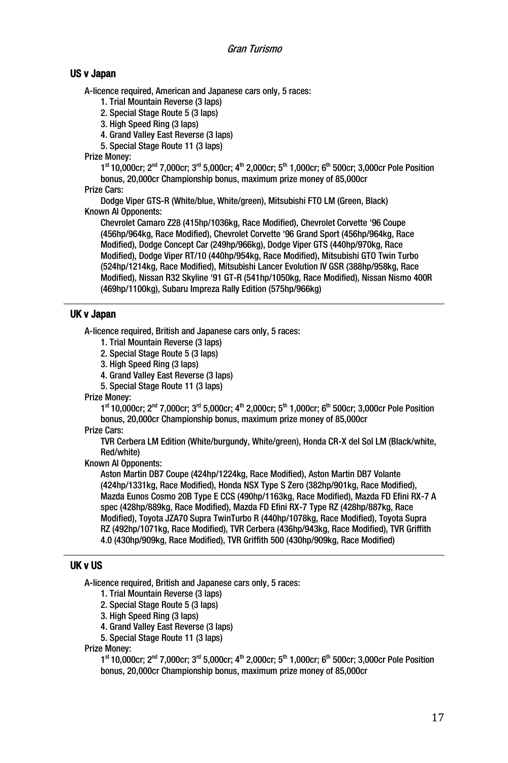## US v Japan

A-licence required, American and Japanese cars only, 5 races:

1. Trial Mountain Reverse (3 laps)
2. Special Stage Route 5 (3 laps)
3. High Speed Ring (3 laps)
4. Grand Valley East Reverse (3 laps)
5. Special Stage Route 11 (3 laps)

Prize Money:

1st 10,000cr; 2nd 7,000cr; 3rd 5,000cr; 4th 2,000cr; 5th 1,000cr; 6th 500cr; 3,000cr Pole Position bonus, 20,000cr Championship bonus, maximum prize money of 85,000cr

Prize Cars:

Dodge Viper GTS-R (White/blue, White/green), Mitsubishi FTO LM (Green, Black)

Known AI Opponents:

Chevrolet Camaro Z28 (415hp/1036kg, Race Modified), Chevrolet Corvette '96 Coupe (456hp/964kg, Race Modified), Chevrolet Corvette '96 Grand Sport (456hp/964kg, Race Modified), Dodge Concept Car (249hp/966kg), Dodge Viper GTS (440hp/970kg, Race Modified), Dodge Viper RT/10 (440hp/954kg, Race Modified), Mitsubishi GTO Twin Turbo (524hp/1214kg, Race Modified), Mitsubishi Lancer Evolution IV GSR (388hp/958kg, Race Modified), Nissan R32 Skyline '91 GT-R (541hp/1050kg, Race Modified), Nissan Nismo 400R (469hp/1100kg), Subaru Impreza Rally Edition (575hp/966kg)

---

## UK v Japan

A-licence required, British and Japanese cars only, 5 races:

1. Trial Mountain Reverse (3 laps)
2. Special Stage Route 5 (3 laps)
3. High Speed Ring (3 laps)
4. Grand Valley East Reverse (3 laps)
5. Special Stage Route 11 (3 laps)

Prize Money:

1st 10,000cr; 2nd 7,000cr; 3rd 5,000cr; 4th 2,000cr; 5th 1,000cr; 6th 500cr; 3,000cr Pole Position bonus, 20,000cr Championship bonus, maximum prize money of 85,000cr

Prize Cars:

TVR Cerbera LM Edition (White/burgundy, White/green), Honda CR-X del Sol LM (Black/white, Red/white)

Known AI Opponents:

Aston Martin DB7 Coupe (424hp/1224kg, Race Modified), Aston Martin DB7 Volante (424hp/1331kg, Race Modified), Honda NSX Type S Zero (382hp/901kg, Race Modified), Mazda Eunos Cosmo 20B Type E CCS (490hp/1163kg, Race Modified), Mazda FD Efini RX-7 A spec (428hp/889kg, Race Modified), Mazda FD Efini RX-7 Type RZ (428hp/887kg, Race Modified), Toyota JZA70 Supra TwinTurbo R (440hp/1078kg, Race Modified), Toyota Supra RZ (492hp/1071kg, Race Modified), TVR Cerbera (436hp/943kg, Race Modified), TVR Griffith 4.0 (430hp/909kg, Race Modified), TVR Griffith 500 (430hp/909kg, Race Modified)

---

## UK v US

A-licence required, British and Japanese cars only, 5 races:

1. Trial Mountain Reverse (3 laps)
2. Special Stage Route 5 (3 laps)
3. High Speed Ring (3 laps)
4. Grand Valley East Reverse (3 laps)
5. Special Stage Route 11 (3 laps)

Prize Money:

1st 10,000cr; 2nd 7,000cr; 3rd 5,000cr; 4th 2,000cr; 5th 1,000cr; 6th 500cr; 3,000cr Pole Position bonus, 20,000cr Championship bonus, maximum prize money of 85,000cr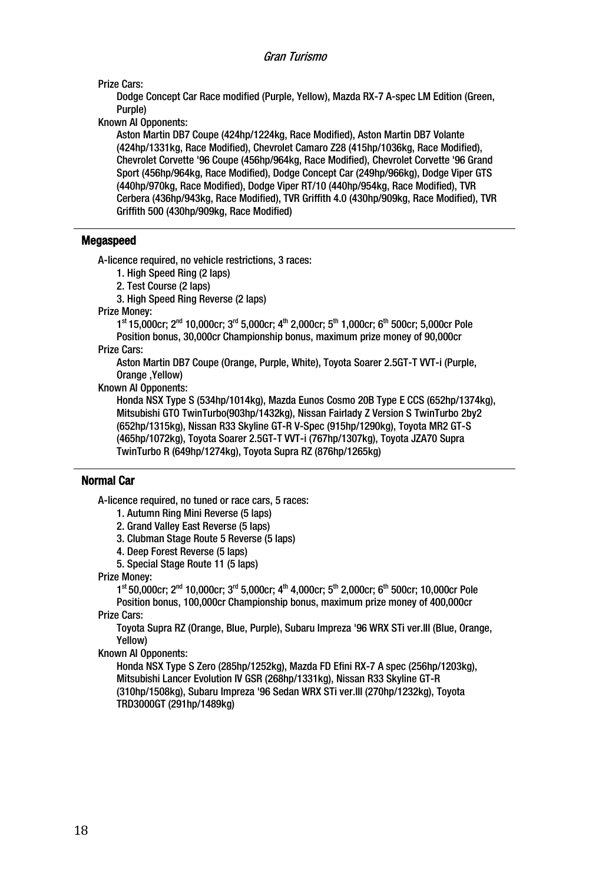Prize Cars:

Dodge Concept Car Race modified (Purple, Yellow), Mazda RX-7 A-spec LM Edition (Green, Purple)

Known AI Opponents:

Aston Martin DB7 Coupe (424hp/1224kg, Race Modified), Aston Martin DB7 Volante (424hp/1331kg, Race Modified), Chevrolet Camaro Z28 (415hp/1036kg, Race Modified), Chevrolet Corvette '96 Coupe (456hp/964kg, Race Modified), Chevrolet Corvette '96 Grand Sport (456hp/964kg, Race Modified), Dodge Concept Car (249hp/966kg), Dodge Viper GTS (440hp/970kg, Race Modified), Dodge Viper RT/10 (440hp/954kg, Race Modified), TVR Cerbera (436hp/943kg, Race Modified), TVR Griffith 4.0 (430hp/909kg, Race Modified), TVR Griffith 500 (430hp/909kg, Race Modified)

---

## Megaspeed

A-licence required, no vehicle restrictions, 3 races:

1. High Speed Ring (2 laps)
2. Test Course (2 laps)
3. High Speed Ring Reverse (2 laps)

Prize Money:

1st 15,000cr; 2nd 10,000cr; 3rd 5,000cr; 4th 2,000cr; 5th 1,000cr; 6th 500cr; 5,000cr Pole Position bonus, 30,000cr Championship bonus, maximum prize money of 90,000cr

Prize Cars:

Aston Martin DB7 Coupe (Orange, Purple, White), Toyota Soarer 2.5GT-T VVT-i (Purple, Orange ,Yellow)

Known AI Opponents:

Honda NSX Type S (534hp/1014kg), Mazda Eunos Cosmo 20B Type E CCS (652hp/1374kg), Mitsubishi GTO TwinTurbo(903hp/1432kg), Nissan Fairlady Z Version S TwinTurbo 2by2 (652hp/1315kg), Nissan R33 Skyline GT-R V-Spec (915hp/1290kg), Toyota MR2 GT-S (465hp/1072kg), Toyota Soarer 2.5GT-T VVT-i (767hp/1307kg), Toyota JZA70 Supra TwinTurbo R (649hp/1274kg), Toyota Supra RZ (876hp/1265kg)

---

## Normal Car

A-licence required, no tuned or race cars, 5 races:

1. Autumn Ring Mini Reverse (5 laps)
2. Grand Valley East Reverse (5 laps)
3. Clubman Stage Route 5 Reverse (5 laps)
4. Deep Forest Reverse (5 laps)
5. Special Stage Route 11 (5 laps)

Prize Money:

1st 50,000cr; 2nd 10,000cr; 3rd 5,000cr; 4th 4,000cr; 5th 2,000cr; 6th 500cr; 10,000cr Pole Position bonus, 100,000cr Championship bonus, maximum prize money of 400,000cr

Prize Cars:

Toyota Supra RZ (Orange, Blue, Purple), Subaru Impreza '96 WRX STi ver.III (Blue, Orange, Yellow)

Known AI Opponents:

Honda NSX Type S Zero (285hp/1252kg), Mazda FD Efini RX-7 A spec (256hp/1203kg), Mitsubishi Lancer Evolution IV GSR (268hp/1331kg), Nissan R33 Skyline GT-R (310hp/1508kg), Subaru Impreza '96 Sedan WRX STi ver.III (270hp/1232kg), Toyota TRD3000GT (291hp/1489kg)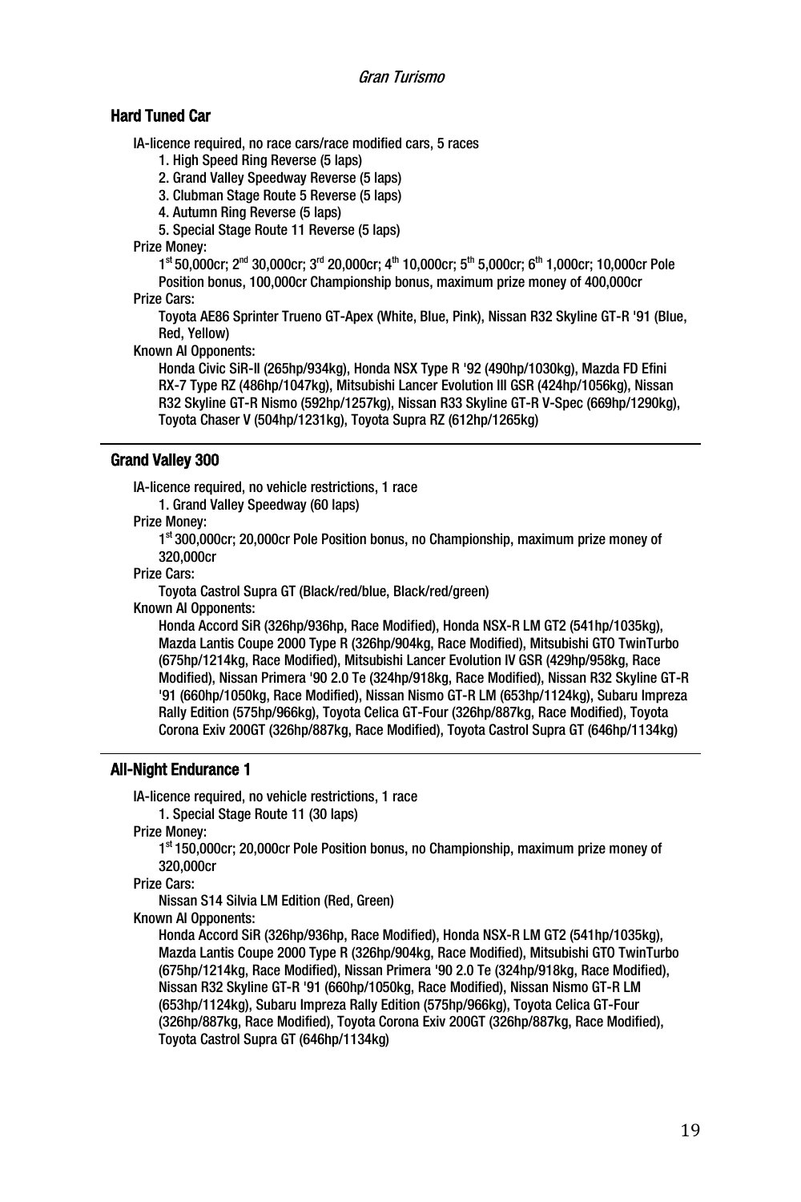## Hard Tuned Car

IA-licence required, no race cars/race modified cars, 5 races

1. High Speed Ring Reverse (5 laps)
2. Grand Valley Speedway Reverse (5 laps)
3. Clubman Stage Route 5 Reverse (5 laps)
4. Autumn Ring Reverse (5 laps)
5. Special Stage Route 11 Reverse (5 laps)

Prize Money:

1st 50,000cr; 2nd 30,000cr; 3rd 20,000cr; 4th 10,000cr; 5th 5,000cr; 6th 1,000cr; 10,000cr Pole Position bonus, 100,000cr Championship bonus, maximum prize money of 400,000cr

Prize Cars:

Toyota AE86 Sprinter Trueno GT-Apex (White, Blue, Pink), Nissan R32 Skyline GT-R '91 (Blue, Red, Yellow)

Known AI Opponents:

Honda Civic SiR-II (265hp/934kg), Honda NSX Type R '92 (490hp/1030kg), Mazda FD Efini RX-7 Type RZ (486hp/1047kg), Mitsubishi Lancer Evolution III GSR (424hp/1056kg), Nissan R32 Skyline GT-R Nismo (592hp/1257kg), Nissan R33 Skyline GT-R V-Spec (669hp/1290kg), Toyota Chaser V (504hp/1231kg), Toyota Supra RZ (612hp/1265kg)

---

## Grand Valley 300

IA-licence required, no vehicle restrictions, 1 race

1. Grand Valley Speedway (60 laps)

Prize Money:

1st 300,000cr; 20,000cr Pole Position bonus, no Championship, maximum prize money of 320,000cr

Prize Cars:

Toyota Castrol Supra GT (Black/red/blue, Black/red/green)

Known AI Opponents:

Honda Accord SiR (326hp/936hp, Race Modified), Honda NSX-R LM GT2 (541hp/1035kg), Mazda Lantis Coupe 2000 Type R (326hp/904kg, Race Modified), Mitsubishi GTO TwinTurbo (675hp/1214kg, Race Modified), Mitsubishi Lancer Evolution IV GSR (429hp/958kg, Race Modified), Nissan Primera '90 2.0 Te (324hp/918kg, Race Modified), Nissan R32 Skyline GT-R '91 (660hp/1050kg, Race Modified), Nissan Nismo GT-R LM (653hp/1124kg), Subaru Impreza Rally Edition (575hp/966kg), Toyota Celica GT-Four (326hp/887kg, Race Modified), Toyota Corona Exiv 200GT (326hp/887kg, Race Modified), Toyota Castrol Supra GT (646hp/1134kg)

---

## All-Night Endurance 1

IA-licence required, no vehicle restrictions, 1 race

1. Special Stage Route 11 (30 laps)

Prize Money:

1st 150,000cr; 20,000cr Pole Position bonus, no Championship, maximum prize money of 320,000cr

Prize Cars:

Nissan S14 Silvia LM Edition (Red, Green)

Known AI Opponents:

Honda Accord SiR (326hp/936hp, Race Modified), Honda NSX-R LM GT2 (541hp/1035kg), Mazda Lantis Coupe 2000 Type R (326hp/904kg, Race Modified), Mitsubishi GTO TwinTurbo (675hp/1214kg, Race Modified), Nissan Primera '90 2.0 Te (324hp/918kg, Race Modified), Nissan R32 Skyline GT-R '91 (660hp/1050kg, Race Modified), Nissan Nismo GT-R LM (653hp/1124kg), Subaru Impreza Rally Edition (575hp/966kg), Toyota Celica GT-Four (326hp/887kg, Race Modified), Toyota Corona Exiv 200GT (326hp/887kg, Race Modified), Toyota Castrol Supra GT (646hp/1134kg)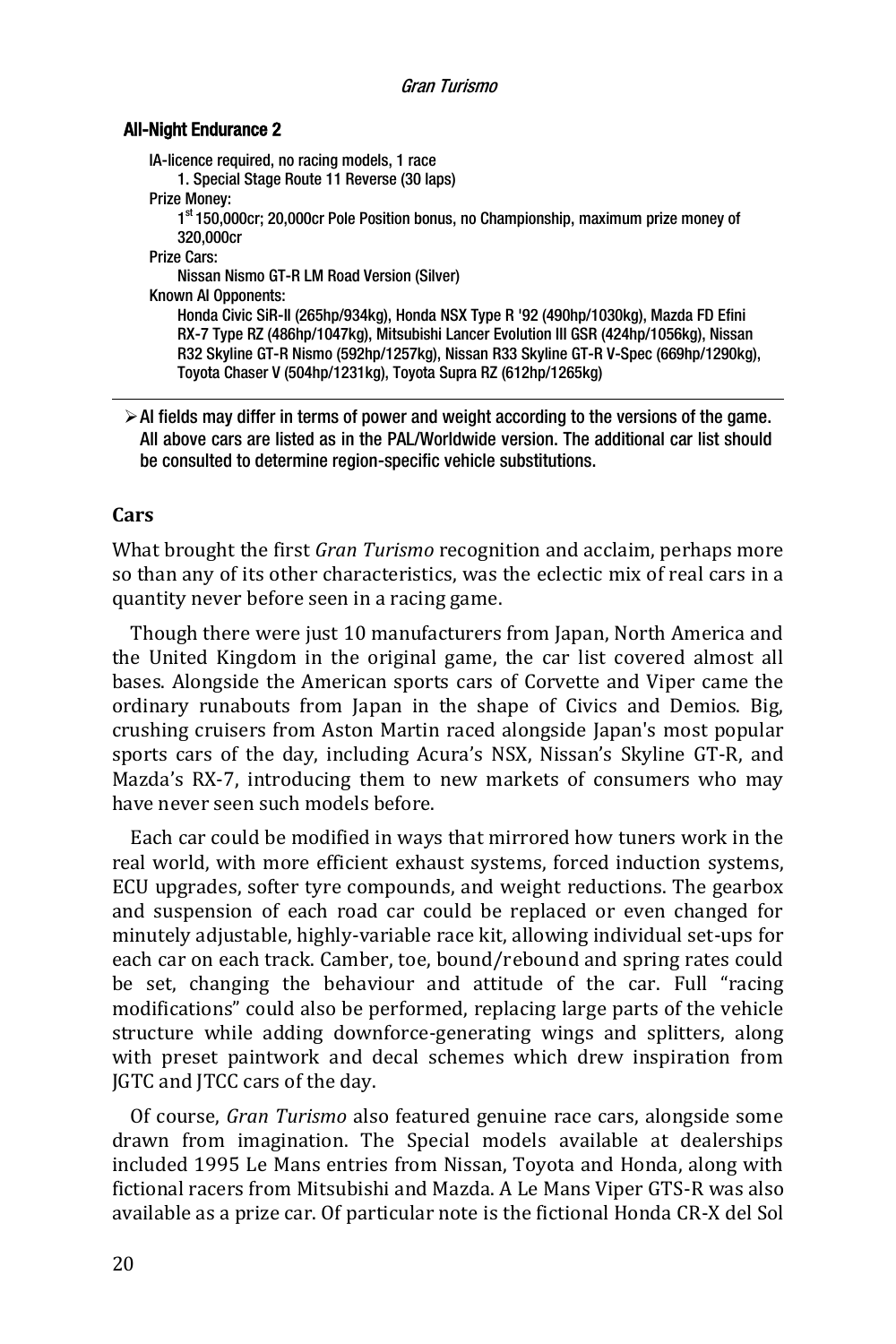#### All-Night Endurance 2

IA-licence required, no racing models, 1 race
  1. Special Stage Route 11 Reverse (30 laps)
Prize Money:
  1st 150,000cr; 20,000cr Pole Position bonus, no Championship, maximum prize money of 320,000cr
Prize Cars:
  Nissan Nismo GT-R LM Road Version (Silver)
Known AI Opponents:
  Honda Civic SiR-II (265hp/934kg), Honda NSX Type R '92 (490hp/1030kg), Mazda FD Efini RX-7 Type RZ (486hp/1047kg), Mitsubishi Lancer Evolution III GSR (424hp/1056kg), Nissan R32 Skyline GT-R Nismo (592hp/1257kg), Nissan R33 Skyline GT-R V-Spec (669hp/1290kg), Toyota Chaser V (504hp/1231kg), Toyota Supra RZ (612hp/1265kg)

---

- AI fields may differ in terms of power and weight according to the versions of the game. All above cars are listed as in the PAL/Worldwide version. The additional car list should be consulted to determine region-specific vehicle substitutions.

### Cars

What brought the first *Gran Turismo* recognition and acclaim, perhaps more so than any of its other characteristics, was the eclectic mix of real cars in a quantity never before seen in a racing game.

Though there were just 10 manufacturers from Japan, North America and the United Kingdom in the original game, the car list covered almost all bases. Alongside the American sports cars of Corvette and Viper came the ordinary runabouts from Japan in the shape of Civics and Demios. Big, crushing cruisers from Aston Martin raced alongside Japan's most popular sports cars of the day, including Acura's NSX, Nissan's Skyline GT-R, and Mazda's RX-7, introducing them to new markets of consumers who may have never seen such models before.

Each car could be modified in ways that mirrored how tuners work in the real world, with more efficient exhaust systems, forced induction systems, ECU upgrades, softer tyre compounds, and weight reductions. The gearbox and suspension of each road car could be replaced or even changed for minutely adjustable, highly-variable race kit, allowing individual set-ups for each car on each track. Camber, toe, bound/rebound and spring rates could be set, changing the behaviour and attitude of the car. Full "racing modifications" could also be performed, replacing large parts of the vehicle structure while adding downforce-generating wings and splitters, along with preset paintwork and decal schemes which drew inspiration from JGTC and JTCC cars of the day.

Of course, *Gran Turismo* also featured genuine race cars, alongside some drawn from imagination. The Special models available at dealerships included 1995 Le Mans entries from Nissan, Toyota and Honda, along with fictional racers from Mitsubishi and Mazda. A Le Mans Viper GTS-R was also available as a prize car. Of particular note is the fictional Honda CR-X del Sol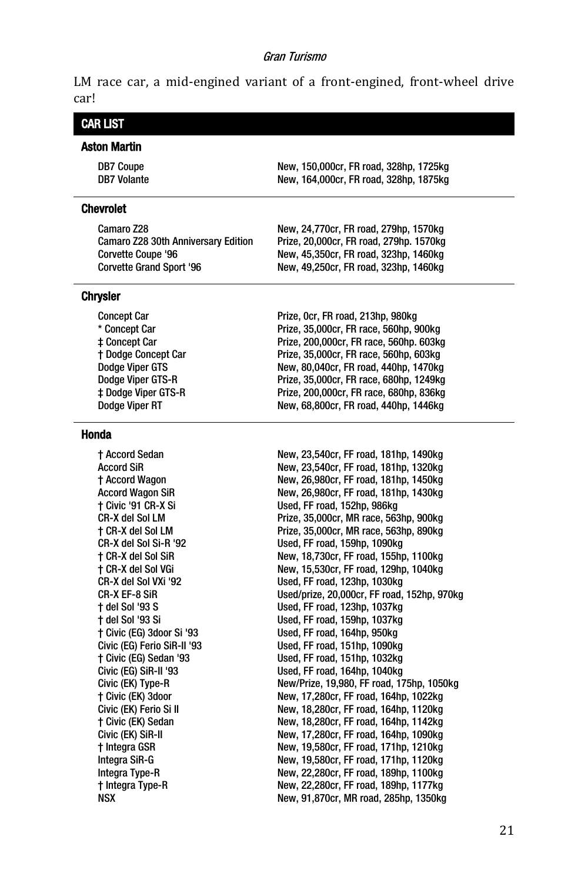LM race car, a mid-engined variant of a front-engined, front-wheel drive car!

## CAR LIST

### Aston Martin

| | |
|---|---|
| DB7 Coupe | New, 150,000cr, FR road, 328hp, 1725kg |
| DB7 Volante | New, 164,000cr, FR road, 328hp, 1875kg |

### Chevrolet

| | |
|---|---|
| Camaro Z28 | New, 24,770cr, FR road, 279hp, 1570kg |
| Camaro Z28 30th Anniversary Edition | Prize, 20,000cr, FR road, 279hp. 1570kg |
| Corvette Coupe '96 | New, 45,350cr, FR road, 323hp, 1460kg |
| Corvette Grand Sport '96 | New, 49,250cr, FR road, 323hp, 1460kg |

### Chrysler

| | |
|---|---|
| Concept Car | Prize, 0cr, FR road, 213hp, 980kg |
| * Concept Car | Prize, 35,000cr, FR race, 560hp, 900kg |
| ‡ Concept Car | Prize, 200,000cr, FR race, 560hp. 603kg |
| † Dodge Concept Car | Prize, 35,000cr, FR race, 560hp, 603kg |
| Dodge Viper GTS | New, 80,040cr, FR road, 440hp, 1470kg |
| Dodge Viper GTS-R | Prize, 35,000cr, FR race, 680hp, 1249kg |
| ‡ Dodge Viper GTS-R | Prize, 200,000cr, FR race, 680hp, 836kg |
| Dodge Viper RT | New, 68,800cr, FR road, 440hp, 1446kg |

### Honda

| | |
|---|---|
| † Accord Sedan | New, 23,540cr, FF road, 181hp, 1490kg |
| Accord SiR | New, 23,540cr, FF road, 181hp, 1320kg |
| † Accord Wagon | New, 26,980cr, FF road, 181hp, 1450kg |
| Accord Wagon SiR | New, 26,980cr, FF road, 181hp, 1430kg |
| † Civic '91 CR-X Si | Used, FF road, 152hp, 986kg |
| CR-X del Sol LM | Prize, 35,000cr, MR race, 563hp, 900kg |
| † CR-X del Sol LM | Prize, 35,000cr, MR race, 563hp, 890kg |
| CR-X del Sol Si-R '92 | Used, FF road, 159hp, 1090kg |
| † CR-X del Sol SiR | New, 18,730cr, FF road, 155hp, 1100kg |
| † CR-X del Sol VGi | New, 15,530cr, FF road, 129hp, 1040kg |
| CR-X del Sol VXi '92 | Used, FF road, 123hp, 1030kg |
| CR-X EF-8 SiR | Used/prize, 20,000cr, FF road, 152hp, 970kg |
| † del Sol '93 S | Used, FF road, 123hp, 1037kg |
| † del Sol '93 Si | Used, FF road, 159hp, 1037kg |
| † Civic (EG) 3door Si '93 | Used, FF road, 164hp, 950kg |
| Civic (EG) Ferio SiR-II '93 | Used, FF road, 151hp, 1090kg |
| † Civic (EG) Sedan '93 | Used, FF road, 151hp, 1032kg |
| Civic (EG) SiR-II '93 | Used, FF road, 164hp, 1040kg |
| Civic (EK) Type-R | New/Prize, 19,980, FF road, 175hp, 1050kg |
| † Civic (EK) 3door | New, 17,280cr, FF road, 164hp, 1022kg |
| Civic (EK) Ferio Si II | New, 18,280cr, FF road, 164hp, 1120kg |
| † Civic (EK) Sedan | New, 18,280cr, FF road, 164hp, 1142kg |
| Civic (EK) SiR-II | New, 17,280cr, FF road, 164hp, 1090kg |
| † Integra GSR | New, 19,580cr, FF road, 171hp, 1210kg |
| Integra SiR-G | New, 19,580cr, FF road, 171hp, 1120kg |
| Integra Type-R | New, 22,280cr, FF road, 189hp, 1100kg |
| † Integra Type-R | New, 22,280cr, FF road, 189hp, 1177kg |
| NSX | New, 91,870cr, MR road, 285hp, 1350kg |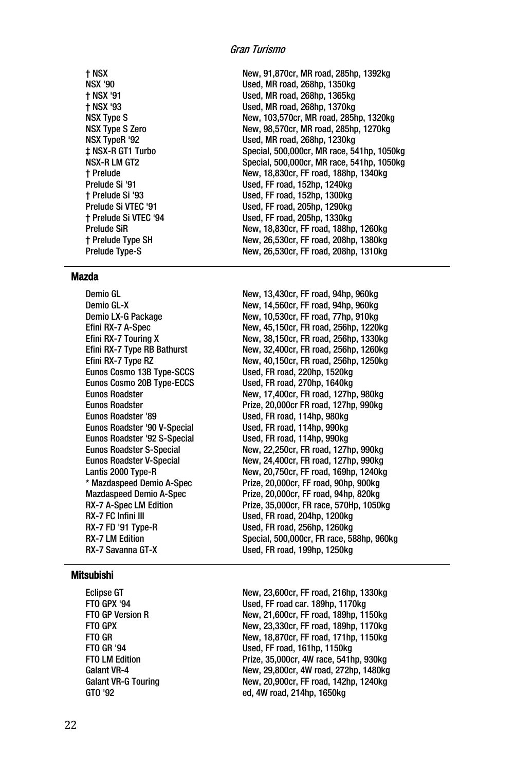| | |
|---|---|
| † NSX | New, 91,870cr, MR road, 285hp, 1392kg |
| NSX '90 | Used, MR road, 268hp, 1350kg |
| † NSX '91 | Used, MR road, 268hp, 1365kg |
| † NSX '93 | Used, MR road, 268hp, 1370kg |
| NSX Type S | New, 103,570cr, MR road, 285hp, 1320kg |
| NSX Type S Zero | New, 98,570cr, MR road, 285hp, 1270kg |
| NSX TypeR '92 | Used, MR road, 268hp, 1230kg |
| ‡ NSX-R GT1 Turbo | Special, 500,000cr, MR race, 541hp, 1050kg |
| NSX-R LM GT2 | Special, 500,000cr, MR race, 541hp, 1050kg |
| † Prelude | New, 18,830cr, FF road, 188hp, 1340kg |
| Prelude Si '91 | Used, FF road, 152hp, 1240kg |
| † Prelude Si '93 | Used, FF road, 152hp, 1300kg |
| Prelude Si VTEC '91 | Used, FF road, 205hp, 1290kg |
| † Prelude Si VTEC '94 | Used, FF road, 205hp, 1330kg |
| Prelude SiR | New, 18,830cr, FF road, 188hp, 1260kg |
| † Prelude Type SH | New, 26,530cr, FF road, 208hp, 1380kg |
| Prelude Type-S | New, 26,530cr, FF road, 208hp, 1310kg |

## Mazda

| | |
|---|---|
| Demio GL | New, 13,430cr, FF road, 94hp, 960kg |
| Demio GL-X | New, 14,560cr, FF road, 94hp, 960kg |
| Demio LX-G Package | New, 10,530cr, FF road, 77hp, 910kg |
| Efini RX-7 A-Spec | New, 45,150cr, FR road, 256hp, 1220kg |
| Efini RX-7 Touring X | New, 38,150cr, FR road, 256hp, 1330kg |
| Efini RX-7 Type RB Bathurst | New, 32,400cr, FR road, 256hp, 1260kg |
| Efini RX-7 Type RZ | New, 40,150cr, FR road, 256hp, 1250kg |
| Eunos Cosmo 13B Type-SCCS | Used, FR road, 220hp, 1520kg |
| Eunos Cosmo 20B Type-ECCS | Used, FR road, 270hp, 1640kg |
| Eunos Roadster | New, 17,400cr, FR road, 127hp, 980kg |
| Eunos Roadster | Prize, 20,000cr FR road, 127hp, 990kg |
| Eunos Roadster '89 | Used, FR road, 114hp, 980kg |
| Eunos Roadster '90 V-Special | Used, FR road, 114hp, 990kg |
| Eunos Roadster '92 S-Special | Used, FR road, 114hp, 990kg |
| Eunos Roadster S-Special | New, 22,250cr, FR road, 127hp, 990kg |
| Eunos Roadster V-Special | New, 24,400cr, FR road, 127hp, 990kg |
| Lantis 2000 Type-R | New, 20,750cr, FF road, 169hp, 1240kg |
| * Mazdaspeed Demio A-Spec | Prize, 20,000cr, FF road, 90hp, 900kg |
| Mazdaspeed Demio A-Spec | Prize, 20,000cr, FF road, 94hp, 820kg |
| RX-7 A-Spec LM Edition | Prize, 35,000cr, FR race, 570Hp, 1050kg |
| RX-7 FC Infini III | Used, FR road, 204hp, 1200kg |
| RX-7 FD '91 Type-R | Used, FR road, 256hp, 1260kg |
| RX-7 LM Edition | Special, 500,000cr, FR race, 588hp, 960kg |
| RX-7 Savanna GT-X | Used, FR road, 199hp, 1250kg |

## Mitsubishi

| | |
|---|---|
| Eclipse GT | New, 23,600cr, FF road, 216hp, 1330kg |
| FTO GPX '94 | Used, FF road car. 189hp, 1170kg |
| FTO GP Version R | New, 21,600cr, FF road, 189hp, 1150kg |
| FTO GPX | New, 23,330cr, FF road, 189hp, 1170kg |
| FTO GR | New, 18,870cr, FF road, 171hp, 1150kg |
| FTO GR '94 | Used, FF road, 161hp, 1150kg |
| FTO LM Edition | Prize, 35,000cr, 4W race, 541hp, 930kg |
| Galant VR-4 | New, 29,800cr, 4W road, 272hp, 1480kg |
| Galant VR-G Touring | New, 20,900cr, FF road, 142hp, 1240kg |
| GTO '92 | ed, 4W road, 214hp, 1650kg |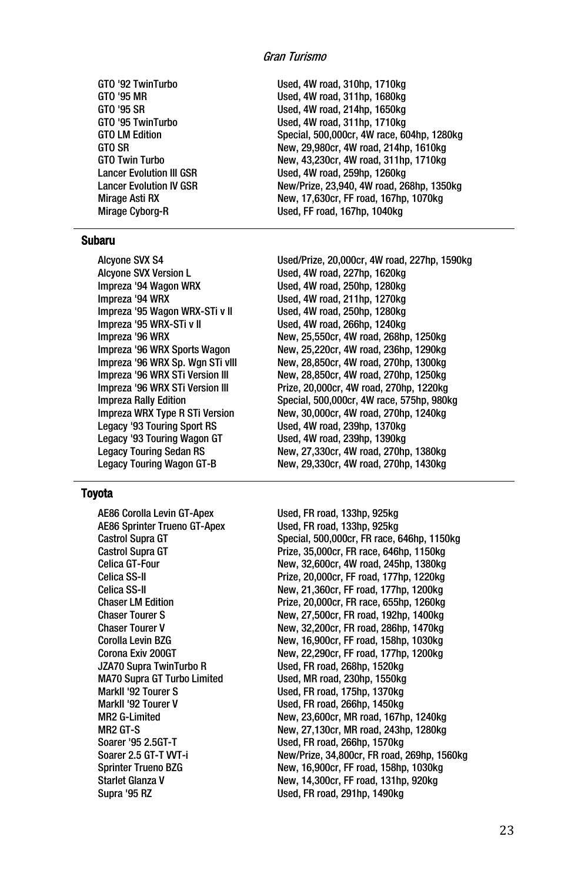| | |
|---|---|
| GTO '92 TwinTurbo | Used, 4W road, 310hp, 1710kg |
| GTO '95 MR | Used, 4W road, 311hp, 1680kg |
| GTO '95 SR | Used, 4W road, 214hp, 1650kg |
| GTO '95 TwinTurbo | Used, 4W road, 311hp, 1710kg |
| GTO LM Edition | Special, 500,000cr, 4W race, 604hp, 1280kg |
| GTO SR | New, 29,980cr, 4W road, 214hp, 1610kg |
| GTO Twin Turbo | New, 43,230cr, 4W road, 311hp, 1710kg |
| Lancer Evolution III GSR | Used, 4W road, 259hp, 1260kg |
| Lancer Evolution IV GSR | New/Prize, 23,940, 4W road, 268hp, 1350kg |
| Mirage Asti RX | New, 17,630cr, FF road, 167hp, 1070kg |
| Mirage Cyborg-R | Used, FF road, 167hp, 1040kg |

## Subaru

| | |
|---|---|
| Alcyone SVX S4 | Used/Prize, 20,000cr, 4W road, 227hp, 1590kg |
| Alcyone SVX Version L | Used, 4W road, 227hp, 1620kg |
| Impreza '94 Wagon WRX | Used, 4W road, 250hp, 1280kg |
| Impreza '94 WRX | Used, 4W road, 211hp, 1270kg |
| Impreza '95 Wagon WRX-STi v II | Used, 4W road, 250hp, 1280kg |
| Impreza '95 WRX-STi v II | Used, 4W road, 266hp, 1240kg |
| Impreza '96 WRX | New, 25,550cr, 4W road, 268hp, 1250kg |
| Impreza '96 WRX Sports Wagon | New, 25,220cr, 4W road, 236hp, 1290kg |
| Impreza '96 WRX Sp. Wgn STi vIII | New, 28,850cr, 4W road, 270hp, 1300kg |
| Impreza '96 WRX STi Version III | New, 28,850cr, 4W road, 270hp, 1250kg |
| Impreza '96 WRX STi Version III | Prize, 20,000cr, 4W road, 270hp, 1220kg |
| Impreza Rally Edition | Special, 500,000cr, 4W race, 575hp, 980kg |
| Impreza WRX Type R STi Version | New, 30,000cr, 4W road, 270hp, 1240kg |
| Legacy '93 Touring Sport RS | Used, 4W road, 239hp, 1370kg |
| Legacy '93 Touring Wagon GT | Used, 4W road, 239hp, 1390kg |
| Legacy Touring Sedan RS | New, 27,330cr, 4W road, 270hp, 1380kg |
| Legacy Touring Wagon GT-B | New, 29,330cr, 4W road, 270hp, 1430kg |

## Toyota

| | |
|---|---|
| AE86 Corolla Levin GT-Apex | Used, FR road, 133hp, 925kg |
| AE86 Sprinter Trueno GT-Apex | Used, FR road, 133hp, 925kg |
| Castrol Supra GT | Special, 500,000cr, FR race, 646hp, 1150kg |
| Castrol Supra GT | Prize, 35,000cr, FR race, 646hp, 1150kg |
| Celica GT-Four | New, 32,600cr, 4W road, 245hp, 1380kg |
| Celica SS-II | Prize, 20,000cr, FF road, 177hp, 1220kg |
| Celica SS-II | New, 21,360cr, FF road, 177hp, 1200kg |
| Chaser LM Edition | Prize, 20,000cr, FR race, 655hp, 1260kg |
| Chaser Tourer S | New, 27,500cr, FR road, 192hp, 1400kg |
| Chaser Tourer V | New, 32,200cr, FR road, 286hp, 1470kg |
| Corolla Levin BZG | New, 16,900cr, FF road, 158hp, 1030kg |
| Corona Exiv 200GT | New, 22,290cr, FF road, 177hp, 1200kg |
| JZA70 Supra TwinTurbo R | Used, FR road, 268hp, 1520kg |
| MA70 Supra GT Turbo Limited | Used, MR road, 230hp, 1550kg |
| MarkII '92 Tourer S | Used, FR road, 175hp, 1370kg |
| MarkII '92 Tourer V | Used, FR road, 266hp, 1450kg |
| MR2 G-Limited | New, 23,600cr, MR road, 167hp, 1240kg |
| MR2 GT-S | New, 27,130cr, MR road, 243hp, 1280kg |
| Soarer '95 2.5GT-T | Used, FR road, 266hp, 1570kg |
| Soarer 2.5 GT-T VVT-i | New/Prize, 34,800cr, FR road, 269hp, 1560kg |
| Sprinter Trueno BZG | New, 16,900cr, FF road, 158hp, 1030kg |
| Starlet Glanza V | New, 14,300cr, FF road, 131hp, 920kg |
| Supra '95 RZ | Used, FR road, 291hp, 1490kg |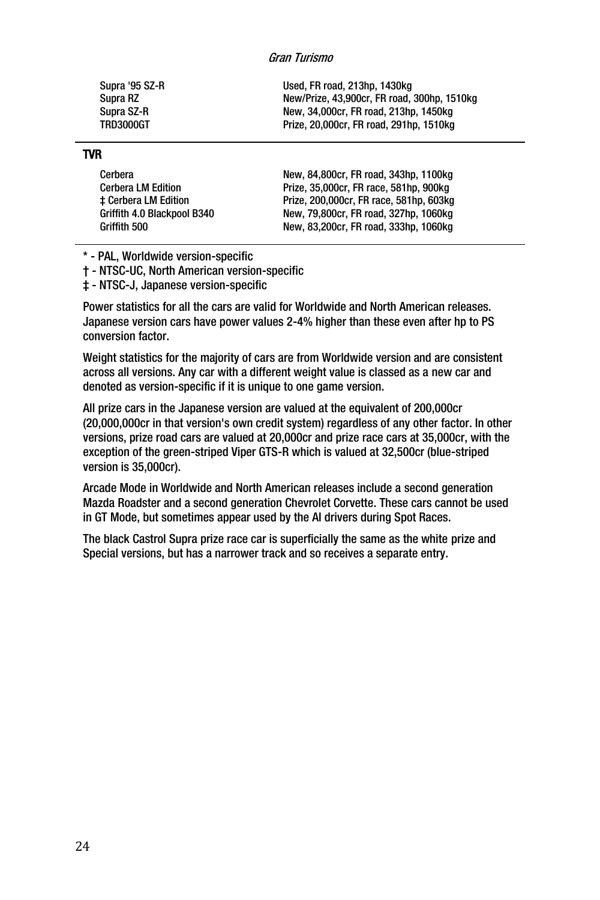| | |
|---|---|
| Supra '95 SZ-R | Used, FR road, 213hp, 1430kg |
| Supra RZ | New/Prize, 43,900cr, FR road, 300hp, 1510kg |
| Supra SZ-R | New, 34,000cr, FR road, 213hp, 1450kg |
| TRD3000GT | Prize, 20,000cr, FR road, 291hp, 1510kg |

### TVR

| | |
|---|---|
| Cerbera | New, 84,800cr, FR road, 343hp, 1100kg |
| Cerbera LM Edition | Prize, 35,000cr, FR race, 581hp, 900kg |
| ‡ Cerbera LM Edition | Prize, 200,000cr, FR race, 581hp, 603kg |
| Griffith 4.0 Blackpool B340 | New, 79,800cr, FR road, 327hp, 1060kg |
| Griffith 500 | New, 83,200cr, FR road, 333hp, 1060kg |

* - PAL, Worldwide version-specific

† - NTSC-UC, North American version-specific

‡ - NTSC-J, Japanese version-specific

Power statistics for all the cars are valid for Worldwide and North American releases. Japanese version cars have power values 2-4% higher than these even after hp to PS conversion factor.

Weight statistics for the majority of cars are from Worldwide version and are consistent across all versions. Any car with a different weight value is classed as a new car and denoted as version-specific if it is unique to one game version.

All prize cars in the Japanese version are valued at the equivalent of 200,000cr (20,000,000cr in that version's own credit system) regardless of any other factor. In other versions, prize road cars are valued at 20,000cr and prize race cars at 35,000cr, with the exception of the green-striped Viper GTS-R which is valued at 32,500cr (blue-striped version is 35,000cr).

Arcade Mode in Worldwide and North American releases include a second generation Mazda Roadster and a second generation Chevrolet Corvette. These cars cannot be used in GT Mode, but sometimes appear used by the AI drivers during Spot Races.

The black Castrol Supra prize race car is superficially the same as the white prize and Special versions, but has a narrower track and so receives a separate entry.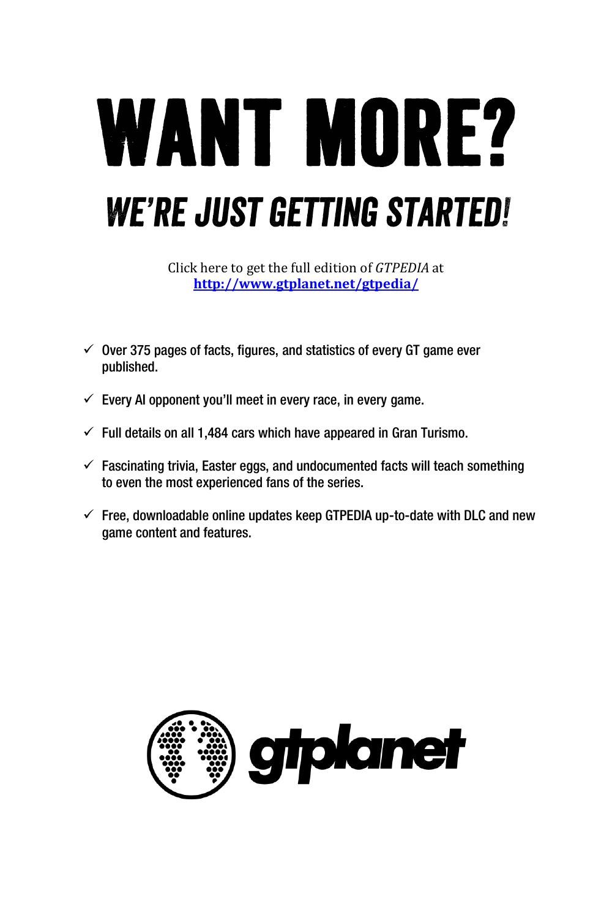# WANT MORE?

## *WE'RE JUST GETTING STARTED!*

Click here to get the full edition of *GTPEDIA* at
**http://www.gtplanet.net/gtpedia/**

- ✓ Over 375 pages of facts, figures, and statistics of every GT game ever published.
- ✓ Every AI opponent you'll meet in every race, in every game.
- ✓ Full details on all 1,484 cars which have appeared in Gran Turismo.
- ✓ Fascinating trivia, Easter eggs, and undocumented facts will teach something to even the most experienced fans of the series.
- ✓ Free, downloadable online updates keep GTPEDIA up-to-date with DLC and new game content and features.

gtplanet